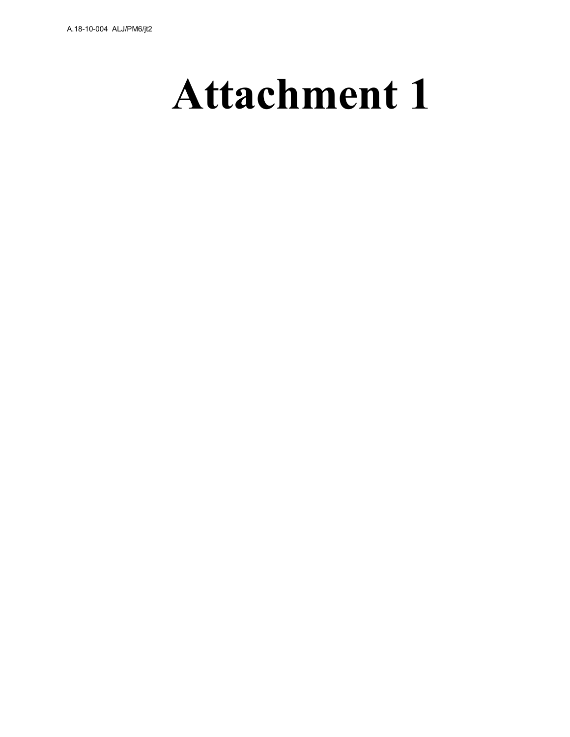# Attachment 1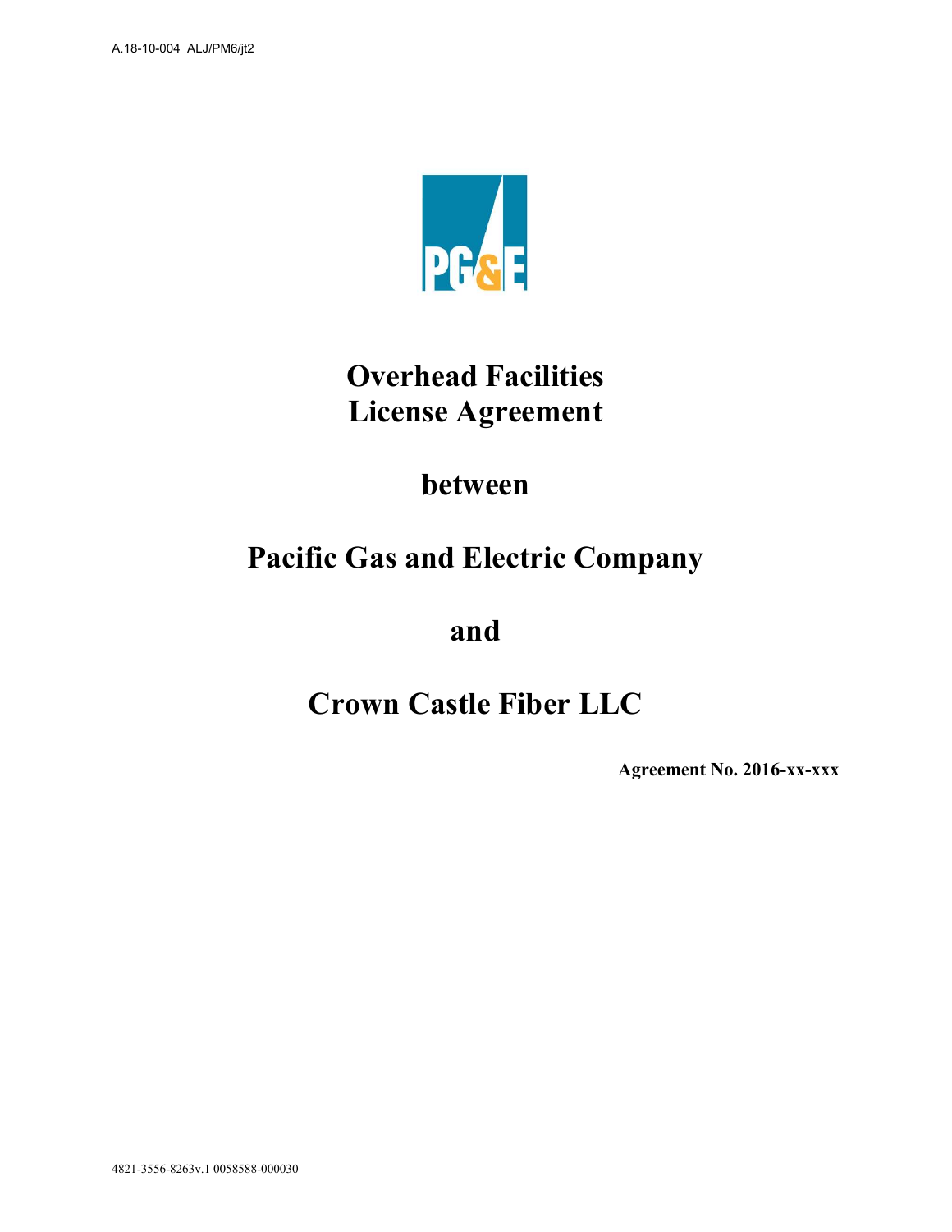# Overhead Facilities License Agreement

## between

## Pacific Gas and Electric Company

## and

## Crown Castle Fiber LLC

**Agreement No. 2016-xx-xxx**

4821-3556-8263v.1 0058588-000030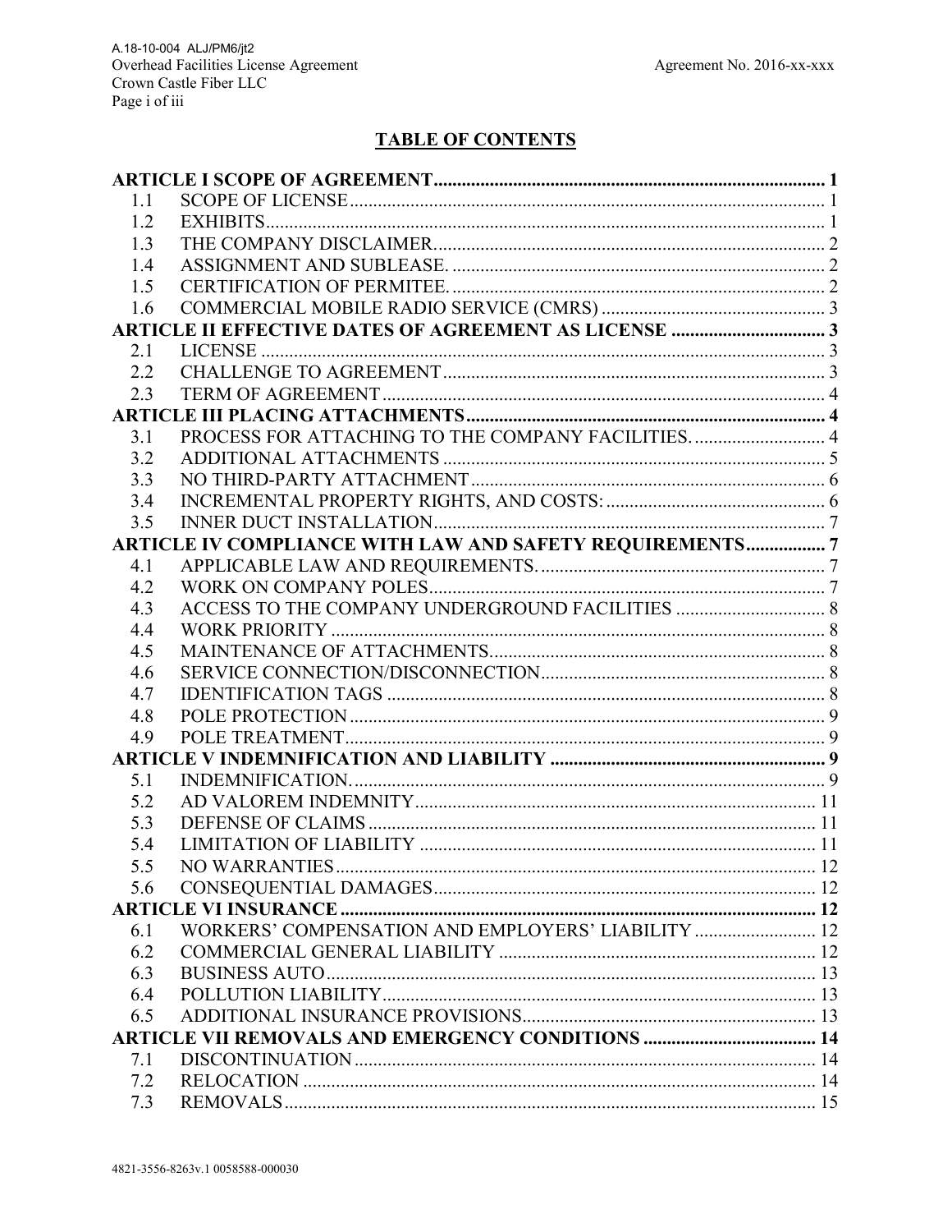## TABLE OF CONTENTS

| | | |
|---|---|---|
| **ARTICLE I SCOPE OF AGREEMENT** | | **1** |
| 1.1 | SCOPE OF LICENSE | 1 |
| 1.2 | EXHIBITS | 1 |
| 1.3 | THE COMPANY DISCLAIMER | 2 |
| 1.4 | ASSIGNMENT AND SUBLEASE. | 2 |
| 1.5 | CERTIFICATION OF PERMITEE. | 2 |
| 1.6 | COMMERCIAL MOBILE RADIO SERVICE (CMRS) | 3 |
| **ARTICLE II EFFECTIVE DATES OF AGREEMENT AS LICENSE** | | **3** |
| 2.1 | LICENSE | 3 |
| 2.2 | CHALLENGE TO AGREEMENT | 3 |
| 2.3 | TERM OF AGREEMENT | 4 |
| **ARTICLE III PLACING ATTACHMENTS** | | **4** |
| 3.1 | PROCESS FOR ATTACHING TO THE COMPANY FACILITIES. | 4 |
| 3.2 | ADDITIONAL ATTACHMENTS | 5 |
| 3.3 | NO THIRD-PARTY ATTACHMENT | 6 |
| 3.4 | INCREMENTAL PROPERTY RIGHTS, AND COSTS: | 6 |
| 3.5 | INNER DUCT INSTALLATION | 7 |
| **ARTICLE IV COMPLIANCE WITH LAW AND SAFETY REQUIREMENTS** | | **7** |
| 4.1 | APPLICABLE LAW AND REQUIREMENTS. | 7 |
| 4.2 | WORK ON COMPANY POLES | 7 |
| 4.3 | ACCESS TO THE COMPANY UNDERGROUND FACILITIES | 8 |
| 4.4 | WORK PRIORITY | 8 |
| 4.5 | MAINTENANCE OF ATTACHMENTS. | 8 |
| 4.6 | SERVICE CONNECTION/DISCONNECTION | 8 |
| 4.7 | IDENTIFICATION TAGS | 8 |
| 4.8 | POLE PROTECTION | 9 |
| 4.9 | POLE TREATMENT | 9 |
| **ARTICLE V INDEMNIFICATION AND LIABILITY** | | **9** |
| 5.1 | INDEMNIFICATION. | 9 |
| 5.2 | AD VALOREM INDEMNITY | 11 |
| 5.3 | DEFENSE OF CLAIMS | 11 |
| 5.4 | LIMITATION OF LIABILITY | 11 |
| 5.5 | NO WARRANTIES | 12 |
| 5.6 | CONSEQUENTIAL DAMAGES | 12 |
| **ARTICLE VI INSURANCE** | | **12** |
| 6.1 | WORKERS' COMPENSATION AND EMPLOYERS' LIABILITY | 12 |
| 6.2 | COMMERCIAL GENERAL LIABILITY | 12 |
| 6.3 | BUSINESS AUTO | 13 |
| 6.4 | POLLUTION LIABILITY | 13 |
| 6.5 | ADDITIONAL INSURANCE PROVISIONS | 13 |
| **ARTICLE VII REMOVALS AND EMERGENCY CONDITIONS** | | **14** |
| 7.1 | DISCONTINUATION | 14 |
| 7.2 | RELOCATION | 14 |
| 7.3 | REMOVALS | 15 |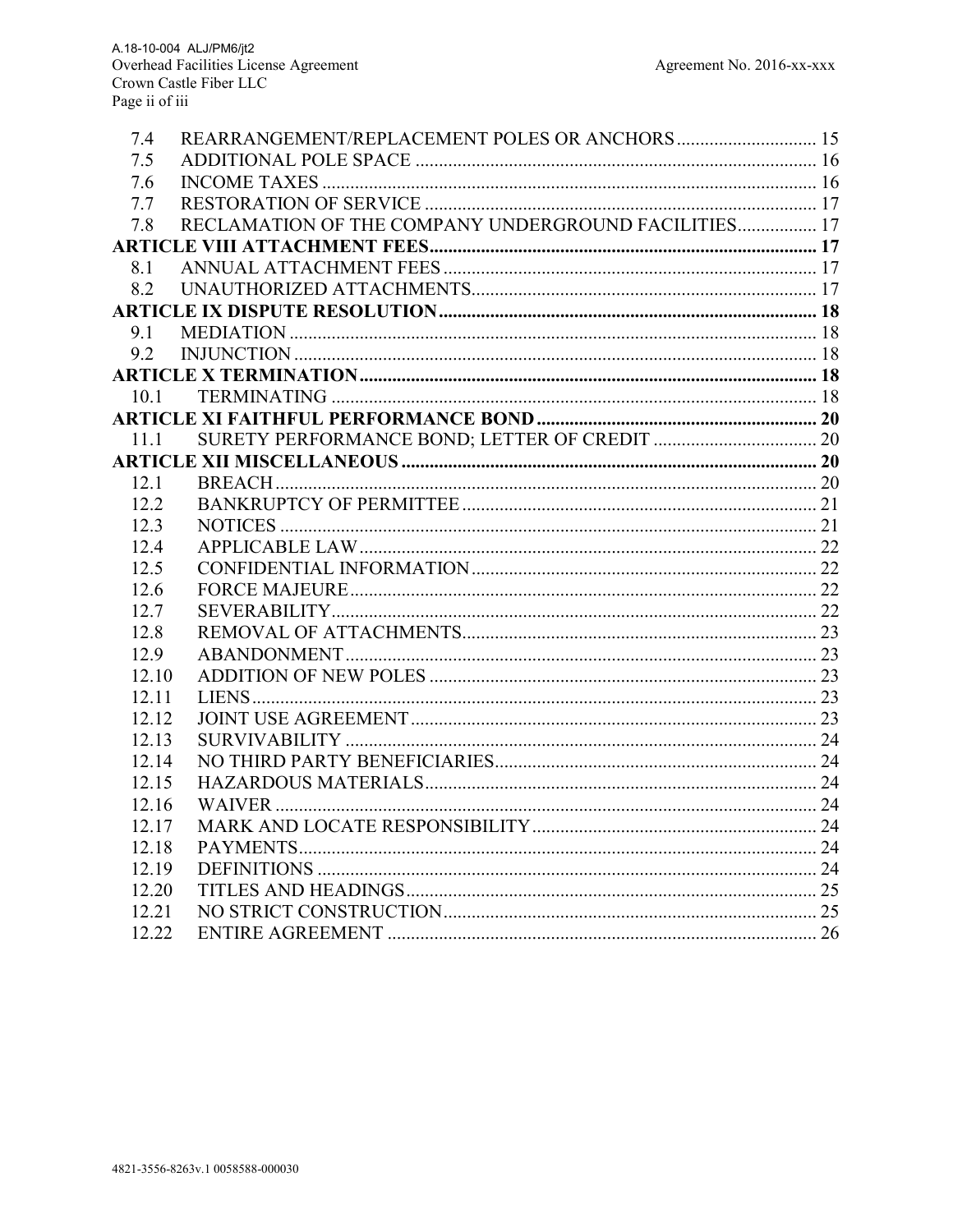| | | |
|---|---|---|
| 7.4 | REARRANGEMENT/REPLACEMENT POLES OR ANCHORS | 15 |
| 7.5 | ADDITIONAL POLE SPACE | 16 |
| 7.6 | INCOME TAXES | 16 |
| 7.7 | RESTORATION OF SERVICE | 17 |
| 7.8 | RECLAMATION OF THE COMPANY UNDERGROUND FACILITIES | 17 |
| **ARTICLE VIII ATTACHMENT FEES** | | **17** |
| 8.1 | ANNUAL ATTACHMENT FEES | 17 |
| 8.2 | UNAUTHORIZED ATTACHMENTS | 17 |
| **ARTICLE IX DISPUTE RESOLUTION** | | **18** |
| 9.1 | MEDIATION | 18 |
| 9.2 | INJUNCTION | 18 |
| **ARTICLE X TERMINATION** | | **18** |
| 10.1 | TERMINATING | 18 |
| **ARTICLE XI FAITHFUL PERFORMANCE BOND** | | **20** |
| 11.1 | SURETY PERFORMANCE BOND; LETTER OF CREDIT | 20 |
| **ARTICLE XII MISCELLANEOUS** | | **20** |
| 12.1 | BREACH | 20 |
| 12.2 | BANKRUPTCY OF PERMITTEE | 21 |
| 12.3 | NOTICES | 21 |
| 12.4 | APPLICABLE LAW | 22 |
| 12.5 | CONFIDENTIAL INFORMATION | 22 |
| 12.6 | FORCE MAJEURE | 22 |
| 12.7 | SEVERABILITY | 22 |
| 12.8 | REMOVAL OF ATTACHMENTS | 23 |
| 12.9 | ABANDONMENT | 23 |
| 12.10 | ADDITION OF NEW POLES | 23 |
| 12.11 | LIENS | 23 |
| 12.12 | JOINT USE AGREEMENT | 23 |
| 12.13 | SURVIVABILITY | 24 |
| 12.14 | NO THIRD PARTY BENEFICIARIES | 24 |
| 12.15 | HAZARDOUS MATERIALS | 24 |
| 12.16 | WAIVER | 24 |
| 12.17 | MARK AND LOCATE RESPONSIBILITY | 24 |
| 12.18 | PAYMENTS | 24 |
| 12.19 | DEFINITIONS | 24 |
| 12.20 | TITLES AND HEADINGS | 25 |
| 12.21 | NO STRICT CONSTRUCTION | 25 |
| 12.22 | ENTIRE AGREEMENT | 26 |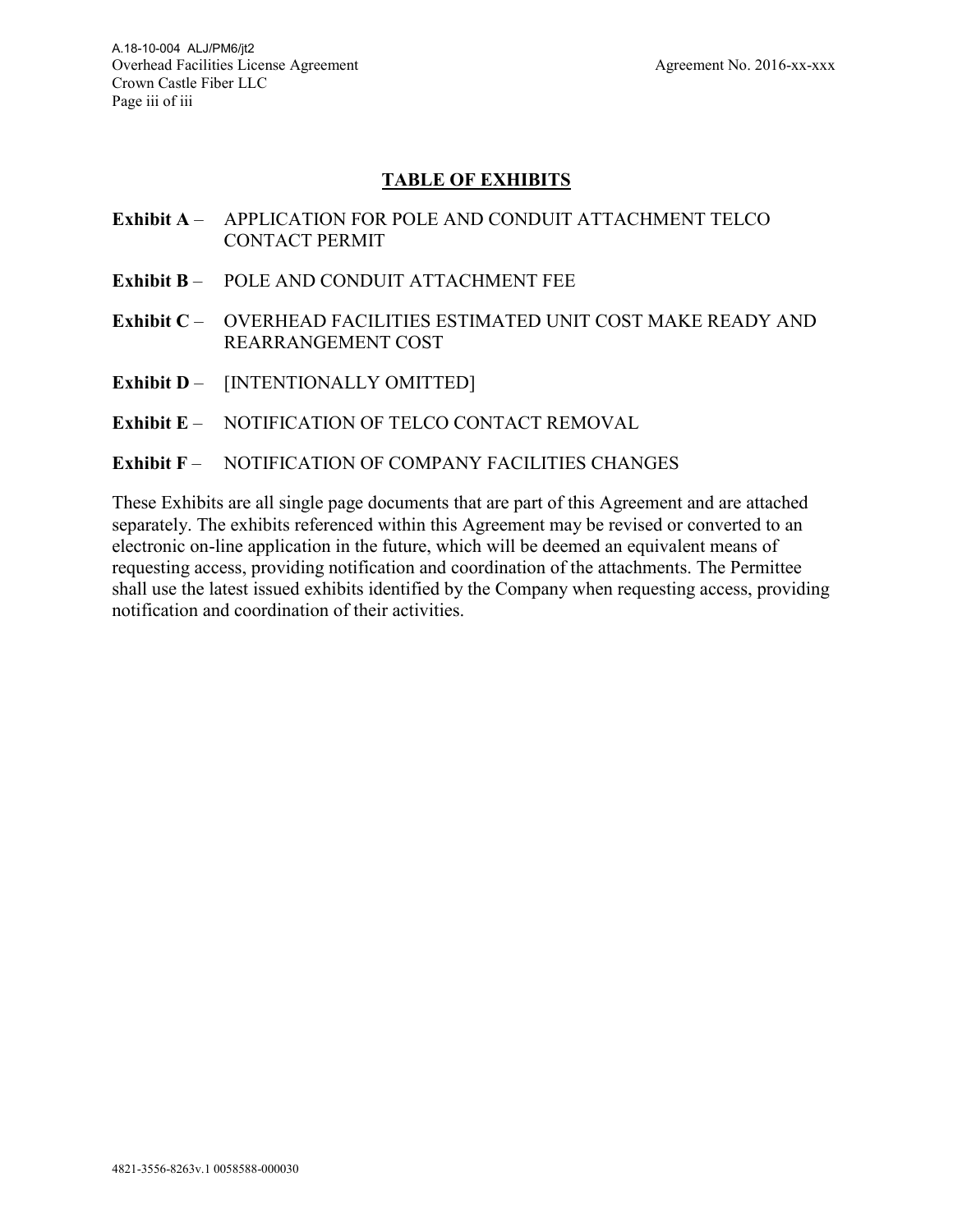## TABLE OF EXHIBITS

**Exhibit A** – APPLICATION FOR POLE AND CONDUIT ATTACHMENT TELCO CONTACT PERMIT

**Exhibit B** – POLE AND CONDUIT ATTACHMENT FEE

**Exhibit C** – OVERHEAD FACILITIES ESTIMATED UNIT COST MAKE READY AND REARRANGEMENT COST

**Exhibit D** – [INTENTIONALLY OMITTED]

**Exhibit E** – NOTIFICATION OF TELCO CONTACT REMOVAL

**Exhibit F** – NOTIFICATION OF COMPANY FACILITIES CHANGES

These Exhibits are all single page documents that are part of this Agreement and are attached separately. The exhibits referenced within this Agreement may be revised or converted to an electronic on-line application in the future, which will be deemed an equivalent means of requesting access, providing notification and coordination of the attachments. The Permittee shall use the latest issued exhibits identified by the Company when requesting access, providing notification and coordination of their activities.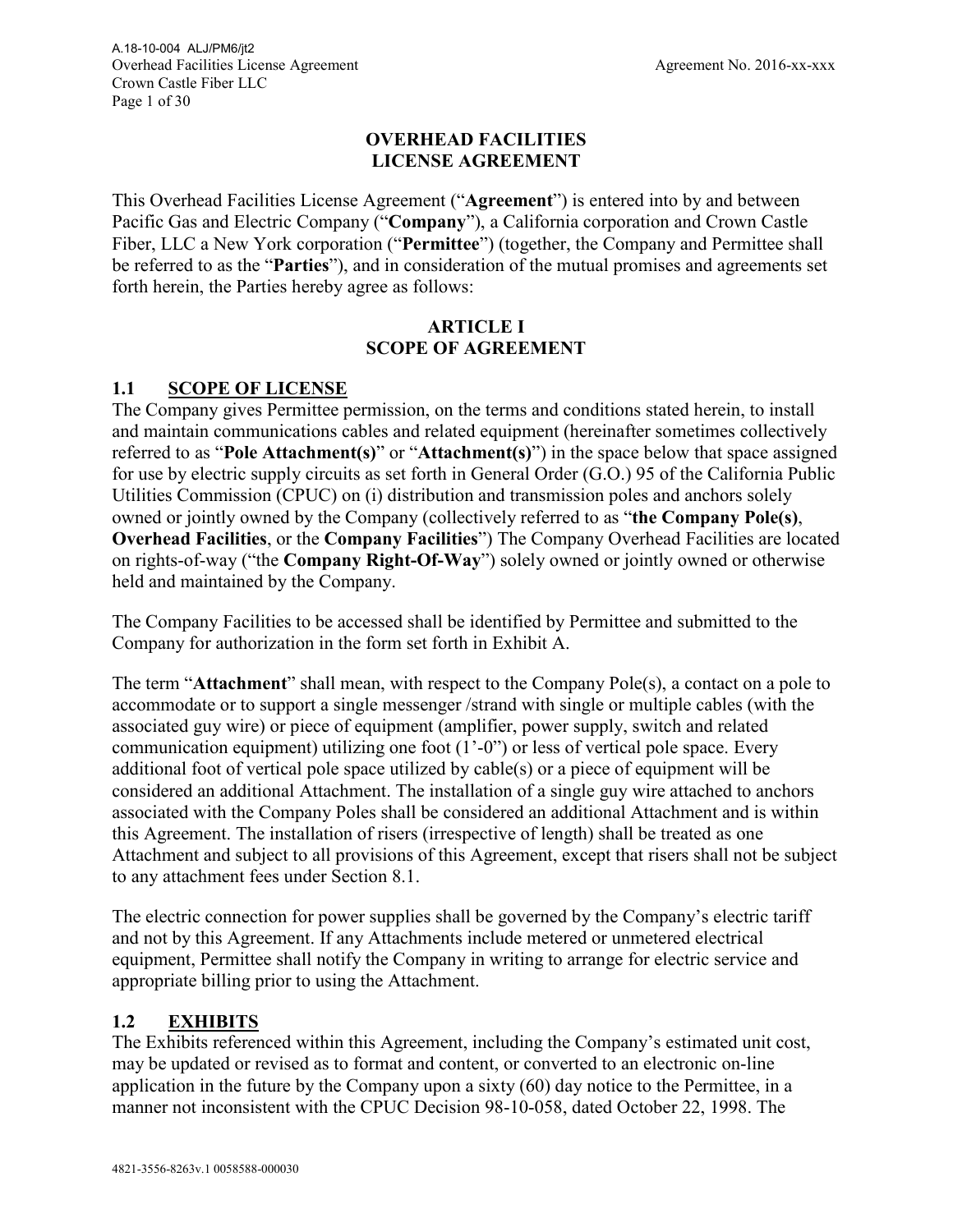# OVERHEAD FACILITIES LICENSE AGREEMENT

This Overhead Facilities License Agreement ("**Agreement**") is entered into by and between Pacific Gas and Electric Company ("**Company**"), a California corporation and Crown Castle Fiber, LLC a New York corporation ("**Permittee**") (together, the Company and Permittee shall be referred to as the "**Parties**"), and in consideration of the mutual promises and agreements set forth herein, the Parties hereby agree as follows:

## ARTICLE I
## SCOPE OF AGREEMENT

### 1.1 SCOPE OF LICENSE

The Company gives Permittee permission, on the terms and conditions stated herein, to install and maintain communications cables and related equipment (hereinafter sometimes collectively referred to as "**Pole Attachment(s)**" or "**Attachment(s)**") in the space below that space assigned for use by electric supply circuits as set forth in General Order (G.O.) 95 of the California Public Utilities Commission (CPUC) on (i) distribution and transmission poles and anchors solely owned or jointly owned by the Company (collectively referred to as "**the Company Pole(s)**, **Overhead Facilities**, or the **Company Facilities**") The Company Overhead Facilities are located on rights-of-way ("the **Company Right-Of-Way**") solely owned or jointly owned or otherwise held and maintained by the Company.

The Company Facilities to be accessed shall be identified by Permittee and submitted to the Company for authorization in the form set forth in Exhibit A.

The term "**Attachment**" shall mean, with respect to the Company Pole(s), a contact on a pole to accommodate or to support a single messenger /strand with single or multiple cables (with the associated guy wire) or piece of equipment (amplifier, power supply, switch and related communication equipment) utilizing one foot (1'-0") or less of vertical pole space. Every additional foot of vertical pole space utilized by cable(s) or a piece of equipment will be considered an additional Attachment. The installation of a single guy wire attached to anchors associated with the Company Poles shall be considered an additional Attachment and is within this Agreement. The installation of risers (irrespective of length) shall be treated as one Attachment and subject to all provisions of this Agreement, except that risers shall not be subject to any attachment fees under Section 8.1.

The electric connection for power supplies shall be governed by the Company's electric tariff and not by this Agreement. If any Attachments include metered or unmetered electrical equipment, Permittee shall notify the Company in writing to arrange for electric service and appropriate billing prior to using the Attachment.

### 1.2 EXHIBITS

The Exhibits referenced within this Agreement, including the Company's estimated unit cost, may be updated or revised as to format and content, or converted to an electronic on-line application in the future by the Company upon a sixty (60) day notice to the Permittee, in a manner not inconsistent with the CPUC Decision 98-10-058, dated October 22, 1998. The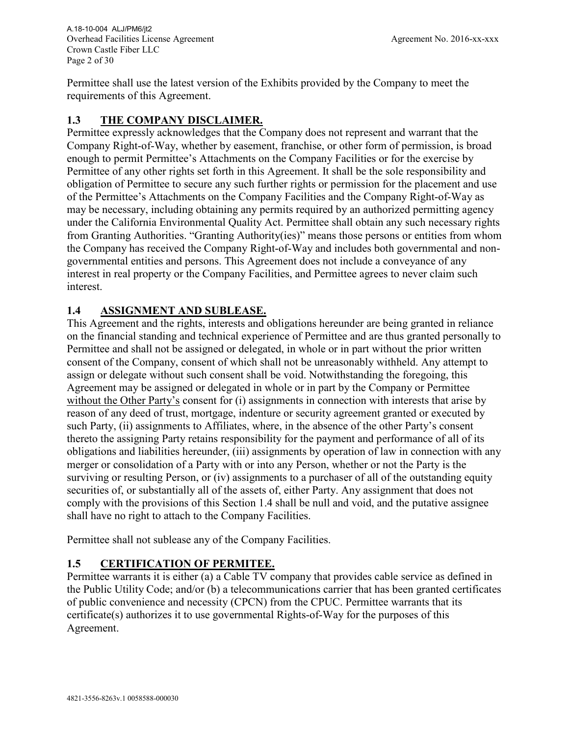Permittee shall use the latest version of the Exhibits provided by the Company to meet the requirements of this Agreement.

## 1.3 THE COMPANY DISCLAIMER.

Permittee expressly acknowledges that the Company does not represent and warrant that the Company Right-of-Way, whether by easement, franchise, or other form of permission, is broad enough to permit Permittee's Attachments on the Company Facilities or for the exercise by Permittee of any other rights set forth in this Agreement. It shall be the sole responsibility and obligation of Permittee to secure any such further rights or permission for the placement and use of the Permittee's Attachments on the Company Facilities and the Company Right-of-Way as may be necessary, including obtaining any permits required by an authorized permitting agency under the California Environmental Quality Act. Permittee shall obtain any such necessary rights from Granting Authorities. "Granting Authority(ies)" means those persons or entities from whom the Company has received the Company Right-of-Way and includes both governmental and non-governmental entities and persons. This Agreement does not include a conveyance of any interest in real property or the Company Facilities, and Permittee agrees to never claim such interest.

## 1.4 ASSIGNMENT AND SUBLEASE.

This Agreement and the rights, interests and obligations hereunder are being granted in reliance on the financial standing and technical experience of Permittee and are thus granted personally to Permittee and shall not be assigned or delegated, in whole or in part without the prior written consent of the Company, consent of which shall not be unreasonably withheld. Any attempt to assign or delegate without such consent shall be void. Notwithstanding the foregoing, this Agreement may be assigned or delegated in whole or in part by the Company or Permittee <u>without the Other Party's</u> consent for (i) assignments in connection with interests that arise by reason of any deed of trust, mortgage, indenture or security agreement granted or executed by such Party, (ii) assignments to Affiliates, where, in the absence of the other Party's consent thereto the assigning Party retains responsibility for the payment and performance of all of its obligations and liabilities hereunder, (iii) assignments by operation of law in connection with any merger or consolidation of a Party with or into any Person, whether or not the Party is the surviving or resulting Person, or (iv) assignments to a purchaser of all of the outstanding equity securities of, or substantially all of the assets of, either Party. Any assignment that does not comply with the provisions of this Section 1.4 shall be null and void, and the putative assignee shall have no right to attach to the Company Facilities.

Permittee shall not sublease any of the Company Facilities.

## 1.5 CERTIFICATION OF PERMITEE.

Permittee warrants it is either (a) a Cable TV company that provides cable service as defined in the Public Utility Code; and/or (b) a telecommunications carrier that has been granted certificates of public convenience and necessity (CPCN) from the CPUC. Permittee warrants that its certificate(s) authorizes it to use governmental Rights-of-Way for the purposes of this Agreement.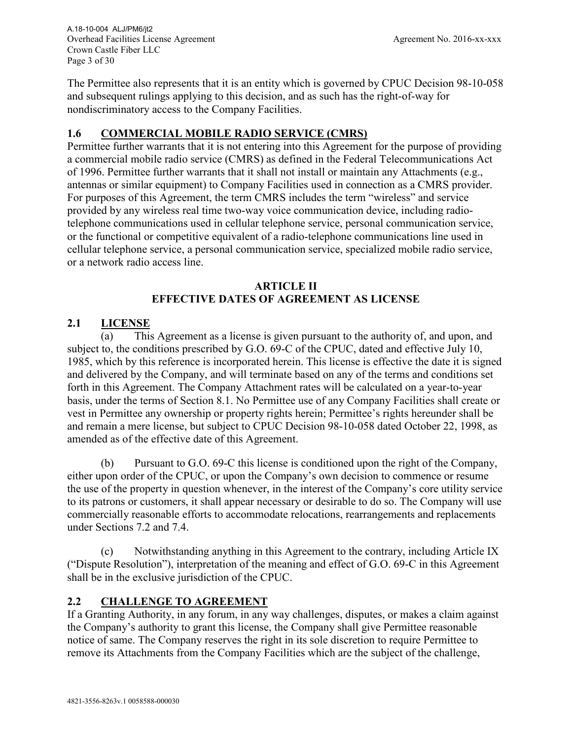The Permittee also represents that it is an entity which is governed by CPUC Decision 98-10-058 and subsequent rulings applying to this decision, and as such has the right-of-way for nondiscriminatory access to the Company Facilities.

## 1.6 COMMERCIAL MOBILE RADIO SERVICE (CMRS)

Permittee further warrants that it is not entering into this Agreement for the purpose of providing a commercial mobile radio service (CMRS) as defined in the Federal Telecommunications Act of 1996. Permittee further warrants that it shall not install or maintain any Attachments (e.g., antennas or similar equipment) to Company Facilities used in connection as a CMRS provider. For purposes of this Agreement, the term CMRS includes the term "wireless" and service provided by any wireless real time two-way voice communication device, including radio-telephone communications used in cellular telephone service, personal communication service, or the functional or competitive equivalent of a radio-telephone communications line used in cellular telephone service, a personal communication service, specialized mobile radio service, or a network radio access line.

# ARTICLE II
# EFFECTIVE DATES OF AGREEMENT AS LICENSE

## 2.1 LICENSE

(a) This Agreement as a license is given pursuant to the authority of, and upon, and subject to, the conditions prescribed by G.O. 69-C of the CPUC, dated and effective July 10, 1985, which by this reference is incorporated herein. This license is effective the date it is signed and delivered by the Company, and will terminate based on any of the terms and conditions set forth in this Agreement. The Company Attachment rates will be calculated on a year-to-year basis, under the terms of Section 8.1. No Permittee use of any Company Facilities shall create or vest in Permittee any ownership or property rights herein; Permittee's rights hereunder shall be and remain a mere license, but subject to CPUC Decision 98-10-058 dated October 22, 1998, as amended as of the effective date of this Agreement.

(b) Pursuant to G.O. 69-C this license is conditioned upon the right of the Company, either upon order of the CPUC, or upon the Company's own decision to commence or resume the use of the property in question whenever, in the interest of the Company's core utility service to its patrons or customers, it shall appear necessary or desirable to do so. The Company will use commercially reasonable efforts to accommodate relocations, rearrangements and replacements under Sections 7.2 and 7.4.

(c) Notwithstanding anything in this Agreement to the contrary, including Article IX ("Dispute Resolution"), interpretation of the meaning and effect of G.O. 69-C in this Agreement shall be in the exclusive jurisdiction of the CPUC.

## 2.2 CHALLENGE TO AGREEMENT

If a Granting Authority, in any forum, in any way challenges, disputes, or makes a claim against the Company's authority to grant this license, the Company shall give Permittee reasonable notice of same. The Company reserves the right in its sole discretion to require Permittee to remove its Attachments from the Company Facilities which are the subject of the challenge,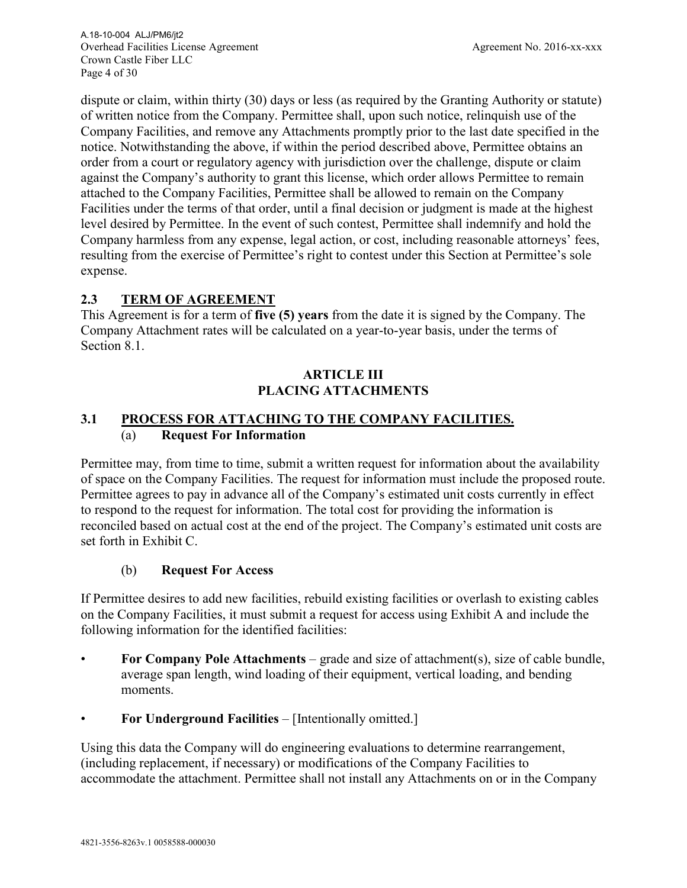dispute or claim, within thirty (30) days or less (as required by the Granting Authority or statute) of written notice from the Company. Permittee shall, upon such notice, relinquish use of the Company Facilities, and remove any Attachments promptly prior to the last date specified in the notice. Notwithstanding the above, if within the period described above, Permittee obtains an order from a court or regulatory agency with jurisdiction over the challenge, dispute or claim against the Company's authority to grant this license, which order allows Permittee to remain attached to the Company Facilities, Permittee shall be allowed to remain on the Company Facilities under the terms of that order, until a final decision or judgment is made at the highest level desired by Permittee. In the event of such contest, Permittee shall indemnify and hold the Company harmless from any expense, legal action, or cost, including reasonable attorneys' fees, resulting from the exercise of Permittee's right to contest under this Section at Permittee's sole expense.

### 2.3 TERM OF AGREEMENT

This Agreement is for a term of **five (5) years** from the date it is signed by the Company. The Company Attachment rates will be calculated on a year-to-year basis, under the terms of Section 8.1.

## ARTICLE III
## PLACING ATTACHMENTS

### 3.1 PROCESS FOR ATTACHING TO THE COMPANY FACILITIES.

#### (a) Request For Information

Permittee may, from time to time, submit a written request for information about the availability of space on the Company Facilities. The request for information must include the proposed route. Permittee agrees to pay in advance all of the Company's estimated unit costs currently in effect to respond to the request for information. The total cost for providing the information is reconciled based on actual cost at the end of the project. The Company's estimated unit costs are set forth in Exhibit C.

#### (b) Request For Access

If Permittee desires to add new facilities, rebuild existing facilities or overlash to existing cables on the Company Facilities, it must submit a request for access using Exhibit A and include the following information for the identified facilities:

- **For Company Pole Attachments** – grade and size of attachment(s), size of cable bundle, average span length, wind loading of their equipment, vertical loading, and bending moments.
- **For Underground Facilities** – [Intentionally omitted.]

Using this data the Company will do engineering evaluations to determine rearrangement, (including replacement, if necessary) or modifications of the Company Facilities to accommodate the attachment. Permittee shall not install any Attachments on or in the Company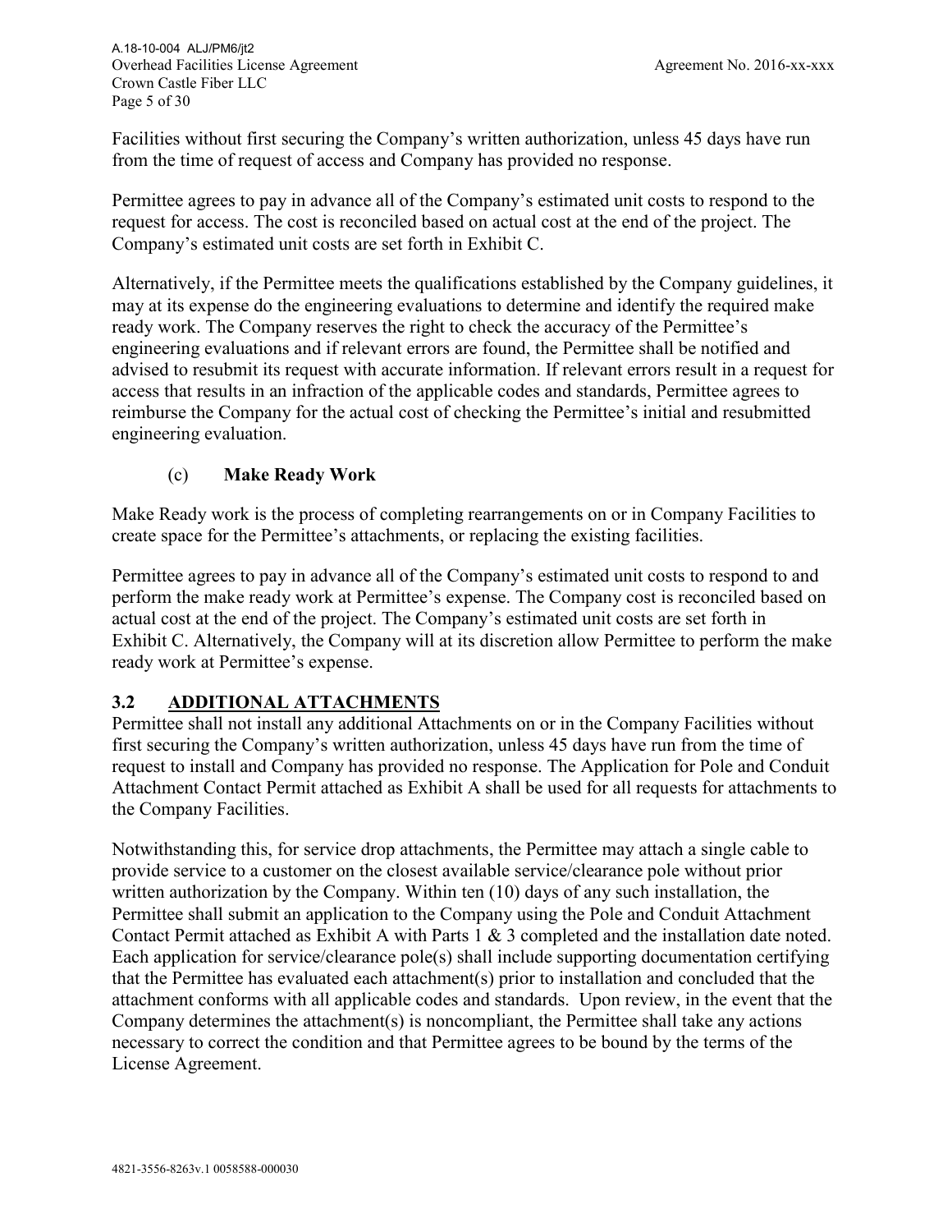Facilities without first securing the Company's written authorization, unless 45 days have run from the time of request of access and Company has provided no response.

Permittee agrees to pay in advance all of the Company's estimated unit costs to respond to the request for access. The cost is reconciled based on actual cost at the end of the project. The Company's estimated unit costs are set forth in Exhibit C.

Alternatively, if the Permittee meets the qualifications established by the Company guidelines, it may at its expense do the engineering evaluations to determine and identify the required make ready work. The Company reserves the right to check the accuracy of the Permittee's engineering evaluations and if relevant errors are found, the Permittee shall be notified and advised to resubmit its request with accurate information. If relevant errors result in a request for access that results in an infraction of the applicable codes and standards, Permittee agrees to reimburse the Company for the actual cost of checking the Permittee's initial and resubmitted engineering evaluation.

(c) **Make Ready Work**

Make Ready work is the process of completing rearrangements on or in Company Facilities to create space for the Permittee's attachments, or replacing the existing facilities.

Permittee agrees to pay in advance all of the Company's estimated unit costs to respond to and perform the make ready work at Permittee's expense. The Company cost is reconciled based on actual cost at the end of the project. The Company's estimated unit costs are set forth in Exhibit C. Alternatively, the Company will at its discretion allow Permittee to perform the make ready work at Permittee's expense.

## 3.2 ADDITIONAL ATTACHMENTS

Permittee shall not install any additional Attachments on or in the Company Facilities without first securing the Company's written authorization, unless 45 days have run from the time of request to install and Company has provided no response. The Application for Pole and Conduit Attachment Contact Permit attached as Exhibit A shall be used for all requests for attachments to the Company Facilities.

Notwithstanding this, for service drop attachments, the Permittee may attach a single cable to provide service to a customer on the closest available service/clearance pole without prior written authorization by the Company. Within ten (10) days of any such installation, the Permittee shall submit an application to the Company using the Pole and Conduit Attachment Contact Permit attached as Exhibit A with Parts 1 & 3 completed and the installation date noted. Each application for service/clearance pole(s) shall include supporting documentation certifying that the Permittee has evaluated each attachment(s) prior to installation and concluded that the attachment conforms with all applicable codes and standards. Upon review, in the event that the Company determines the attachment(s) is noncompliant, the Permittee shall take any actions necessary to correct the condition and that Permittee agrees to be bound by the terms of the License Agreement.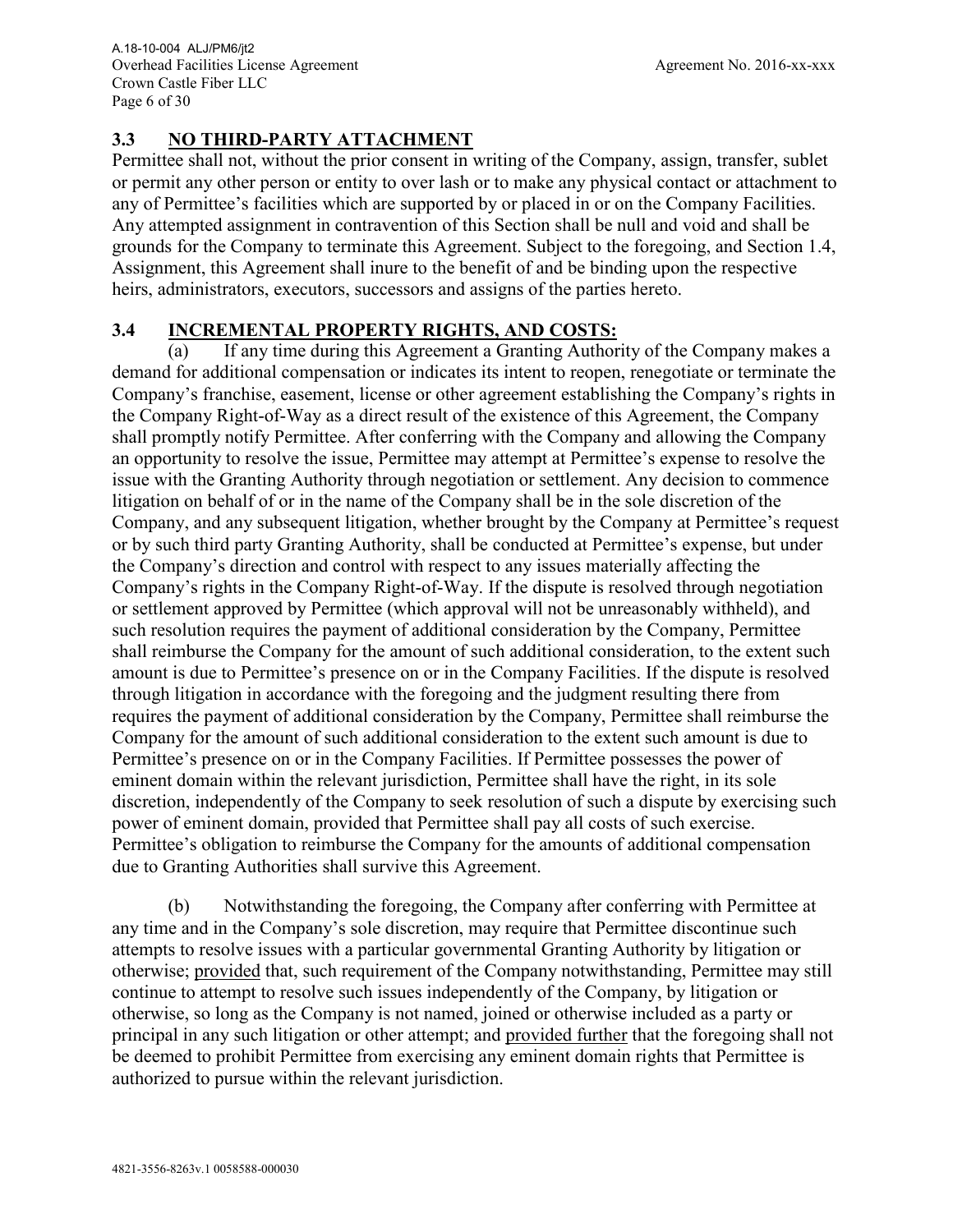## 3.3 NO THIRD-PARTY ATTACHMENT

Permittee shall not, without the prior consent in writing of the Company, assign, transfer, sublet or permit any other person or entity to over lash or to make any physical contact or attachment to any of Permittee's facilities which are supported by or placed in or on the Company Facilities. Any attempted assignment in contravention of this Section shall be null and void and shall be grounds for the Company to terminate this Agreement. Subject to the foregoing, and Section 1.4, Assignment, this Agreement shall inure to the benefit of and be binding upon the respective heirs, administrators, executors, successors and assigns of the parties hereto.

## 3.4 INCREMENTAL PROPERTY RIGHTS, AND COSTS:

(a) If any time during this Agreement a Granting Authority of the Company makes a demand for additional compensation or indicates its intent to reopen, renegotiate or terminate the Company's franchise, easement, license or other agreement establishing the Company's rights in the Company Right-of-Way as a direct result of the existence of this Agreement, the Company shall promptly notify Permittee. After conferring with the Company and allowing the Company an opportunity to resolve the issue, Permittee may attempt at Permittee's expense to resolve the issue with the Granting Authority through negotiation or settlement. Any decision to commence litigation on behalf of or in the name of the Company shall be in the sole discretion of the Company, and any subsequent litigation, whether brought by the Company at Permittee's request or by such third party Granting Authority, shall be conducted at Permittee's expense, but under the Company's direction and control with respect to any issues materially affecting the Company's rights in the Company Right-of-Way. If the dispute is resolved through negotiation or settlement approved by Permittee (which approval will not be unreasonably withheld), and such resolution requires the payment of additional consideration by the Company, Permittee shall reimburse the Company for the amount of such additional consideration, to the extent such amount is due to Permittee's presence on or in the Company Facilities. If the dispute is resolved through litigation in accordance with the foregoing and the judgment resulting there from requires the payment of additional consideration by the Company, Permittee shall reimburse the Company for the amount of such additional consideration to the extent such amount is due to Permittee's presence on or in the Company Facilities. If Permittee possesses the power of eminent domain within the relevant jurisdiction, Permittee shall have the right, in its sole discretion, independently of the Company to seek resolution of such a dispute by exercising such power of eminent domain, provided that Permittee shall pay all costs of such exercise. Permittee's obligation to reimburse the Company for the amounts of additional compensation due to Granting Authorities shall survive this Agreement.

(b) Notwithstanding the foregoing, the Company after conferring with Permittee at any time and in the Company's sole discretion, may require that Permittee discontinue such attempts to resolve issues with a particular governmental Granting Authority by litigation or otherwise; provided that, such requirement of the Company notwithstanding, Permittee may still continue to attempt to resolve such issues independently of the Company, by litigation or otherwise, so long as the Company is not named, joined or otherwise included as a party or principal in any such litigation or other attempt; and provided further that the foregoing shall not be deemed to prohibit Permittee from exercising any eminent domain rights that Permittee is authorized to pursue within the relevant jurisdiction.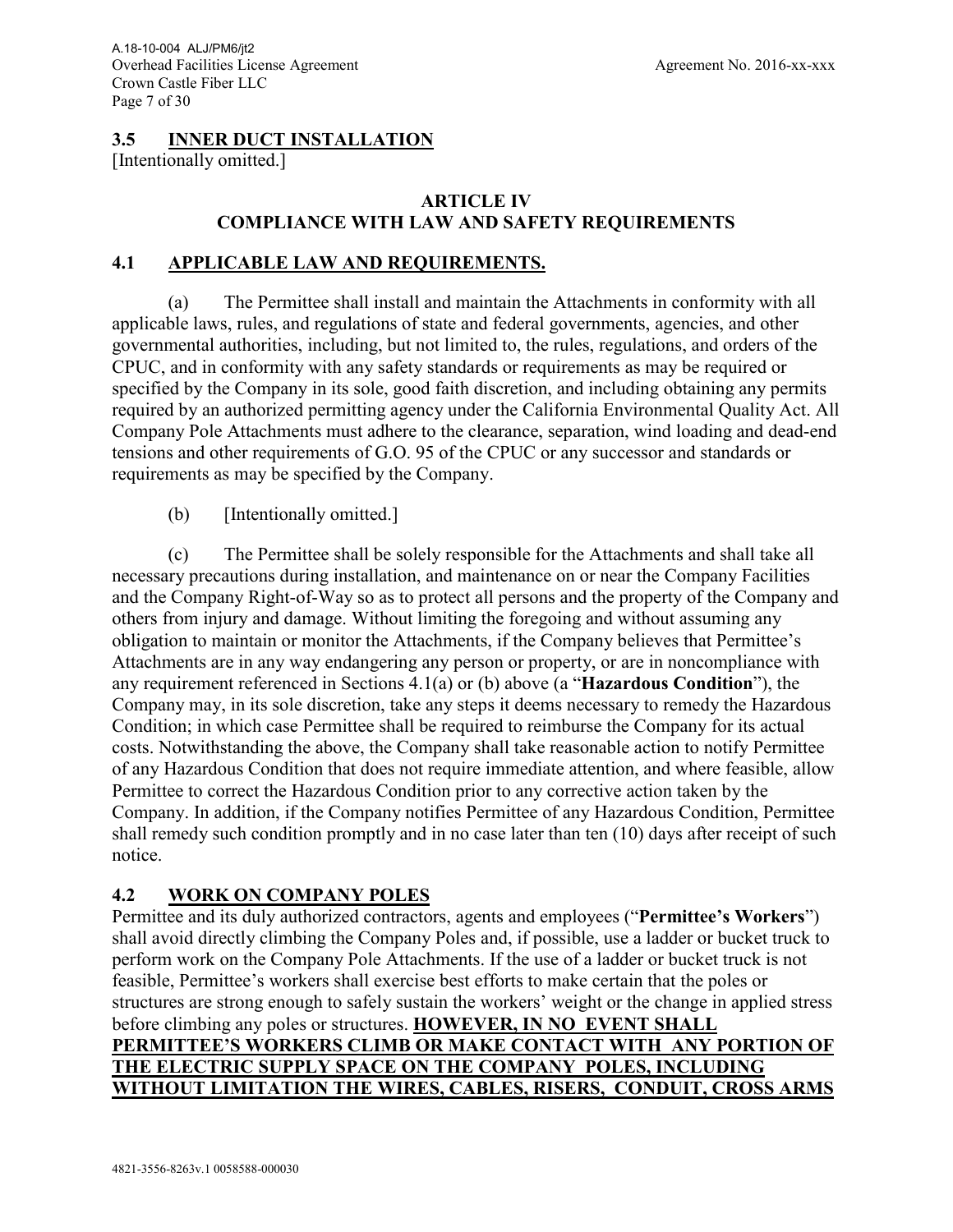## 3.5 INNER DUCT INSTALLATION

[Intentionally omitted.]

## ARTICLE IV
## COMPLIANCE WITH LAW AND SAFETY REQUIREMENTS

## 4.1 APPLICABLE LAW AND REQUIREMENTS.

(a) The Permittee shall install and maintain the Attachments in conformity with all applicable laws, rules, and regulations of state and federal governments, agencies, and other governmental authorities, including, but not limited to, the rules, regulations, and orders of the CPUC, and in conformity with any safety standards or requirements as may be required or specified by the Company in its sole, good faith discretion, and including obtaining any permits required by an authorized permitting agency under the California Environmental Quality Act. All Company Pole Attachments must adhere to the clearance, separation, wind loading and dead-end tensions and other requirements of G.O. 95 of the CPUC or any successor and standards or requirements as may be specified by the Company.

(b) [Intentionally omitted.]

(c) The Permittee shall be solely responsible for the Attachments and shall take all necessary precautions during installation, and maintenance on or near the Company Facilities and the Company Right-of-Way so as to protect all persons and the property of the Company and others from injury and damage. Without limiting the foregoing and without assuming any obligation to maintain or monitor the Attachments, if the Company believes that Permittee's Attachments are in any way endangering any person or property, or are in noncompliance with any requirement referenced in Sections 4.1(a) or (b) above (a "**Hazardous Condition**"), the Company may, in its sole discretion, take any steps it deems necessary to remedy the Hazardous Condition; in which case Permittee shall be required to reimburse the Company for its actual costs. Notwithstanding the above, the Company shall take reasonable action to notify Permittee of any Hazardous Condition that does not require immediate attention, and where feasible, allow Permittee to correct the Hazardous Condition prior to any corrective action taken by the Company. In addition, if the Company notifies Permittee of any Hazardous Condition, Permittee shall remedy such condition promptly and in no case later than ten (10) days after receipt of such notice.

## 4.2 WORK ON COMPANY POLES

Permittee and its duly authorized contractors, agents and employees ("**Permittee's Workers**") shall avoid directly climbing the Company Poles and, if possible, use a ladder or bucket truck to perform work on the Company Pole Attachments. If the use of a ladder or bucket truck is not feasible, Permittee's workers shall exercise best efforts to make certain that the poles or structures are strong enough to safely sustain the workers' weight or the change in applied stress before climbing any poles or structures. **HOWEVER, IN NO EVENT SHALL PERMITTEE'S WORKERS CLIMB OR MAKE CONTACT WITH ANY PORTION OF THE ELECTRIC SUPPLY SPACE ON THE COMPANY POLES, INCLUDING WITHOUT LIMITATION THE WIRES, CABLES, RISERS, CONDUIT, CROSS ARMS**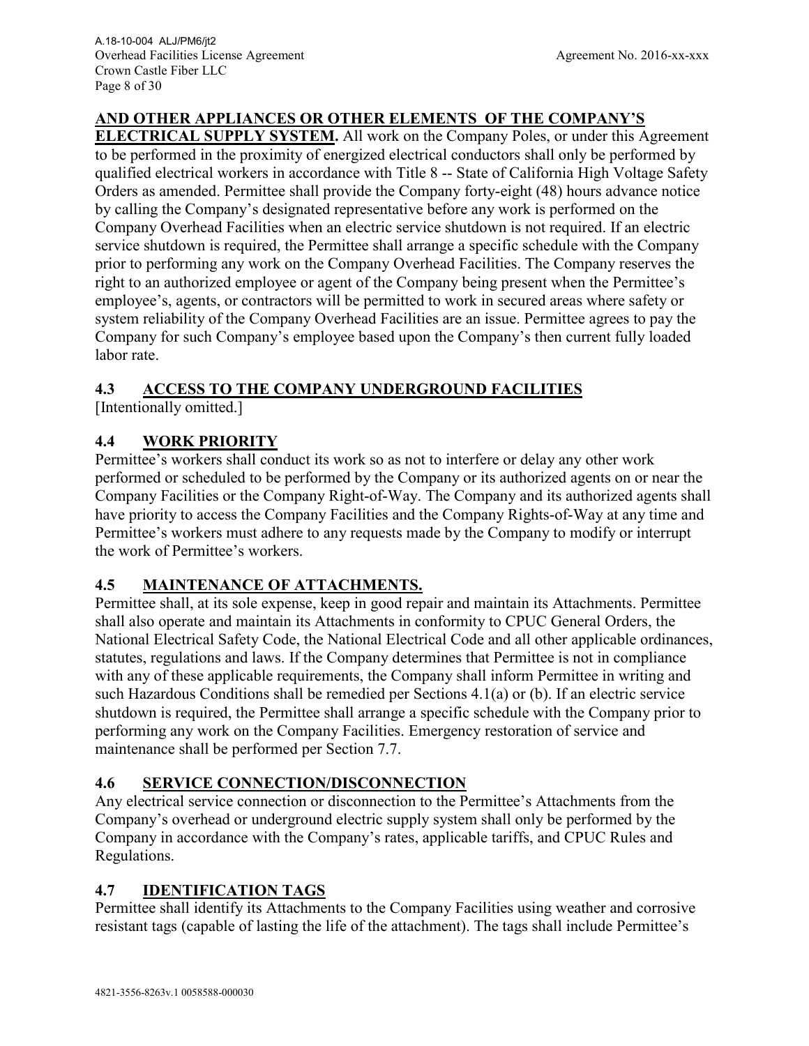**AND OTHER APPLIANCES OR OTHER ELEMENTS OF THE COMPANY'S ELECTRICAL SUPPLY SYSTEM.** All work on the Company Poles, or under this Agreement to be performed in the proximity of energized electrical conductors shall only be performed by qualified electrical workers in accordance with Title 8 -- State of California High Voltage Safety Orders as amended. Permittee shall provide the Company forty-eight (48) hours advance notice by calling the Company's designated representative before any work is performed on the Company Overhead Facilities when an electric service shutdown is not required. If an electric service shutdown is required, the Permittee shall arrange a specific schedule with the Company prior to performing any work on the Company Overhead Facilities. The Company reserves the right to an authorized employee or agent of the Company being present when the Permittee's employee's, agents, or contractors will be permitted to work in secured areas where safety or system reliability of the Company Overhead Facilities are an issue. Permittee agrees to pay the Company for such Company's employee based upon the Company's then current fully loaded labor rate.

## 4.3 ACCESS TO THE COMPANY UNDERGROUND FACILITIES

[Intentionally omitted.]

## 4.4 WORK PRIORITY

Permittee's workers shall conduct its work so as not to interfere or delay any other work performed or scheduled to be performed by the Company or its authorized agents on or near the Company Facilities or the Company Right-of-Way. The Company and its authorized agents shall have priority to access the Company Facilities and the Company Rights-of-Way at any time and Permittee's workers must adhere to any requests made by the Company to modify or interrupt the work of Permittee's workers.

## 4.5 MAINTENANCE OF ATTACHMENTS.

Permittee shall, at its sole expense, keep in good repair and maintain its Attachments. Permittee shall also operate and maintain its Attachments in conformity to CPUC General Orders, the National Electrical Safety Code, the National Electrical Code and all other applicable ordinances, statutes, regulations and laws. If the Company determines that Permittee is not in compliance with any of these applicable requirements, the Company shall inform Permittee in writing and such Hazardous Conditions shall be remedied per Sections 4.1(a) or (b). If an electric service shutdown is required, the Permittee shall arrange a specific schedule with the Company prior to performing any work on the Company Facilities. Emergency restoration of service and maintenance shall be performed per Section 7.7.

## 4.6 SERVICE CONNECTION/DISCONNECTION

Any electrical service connection or disconnection to the Permittee's Attachments from the Company's overhead or underground electric supply system shall only be performed by the Company in accordance with the Company's rates, applicable tariffs, and CPUC Rules and Regulations.

## 4.7 IDENTIFICATION TAGS

Permittee shall identify its Attachments to the Company Facilities using weather and corrosive resistant tags (capable of lasting the life of the attachment). The tags shall include Permittee's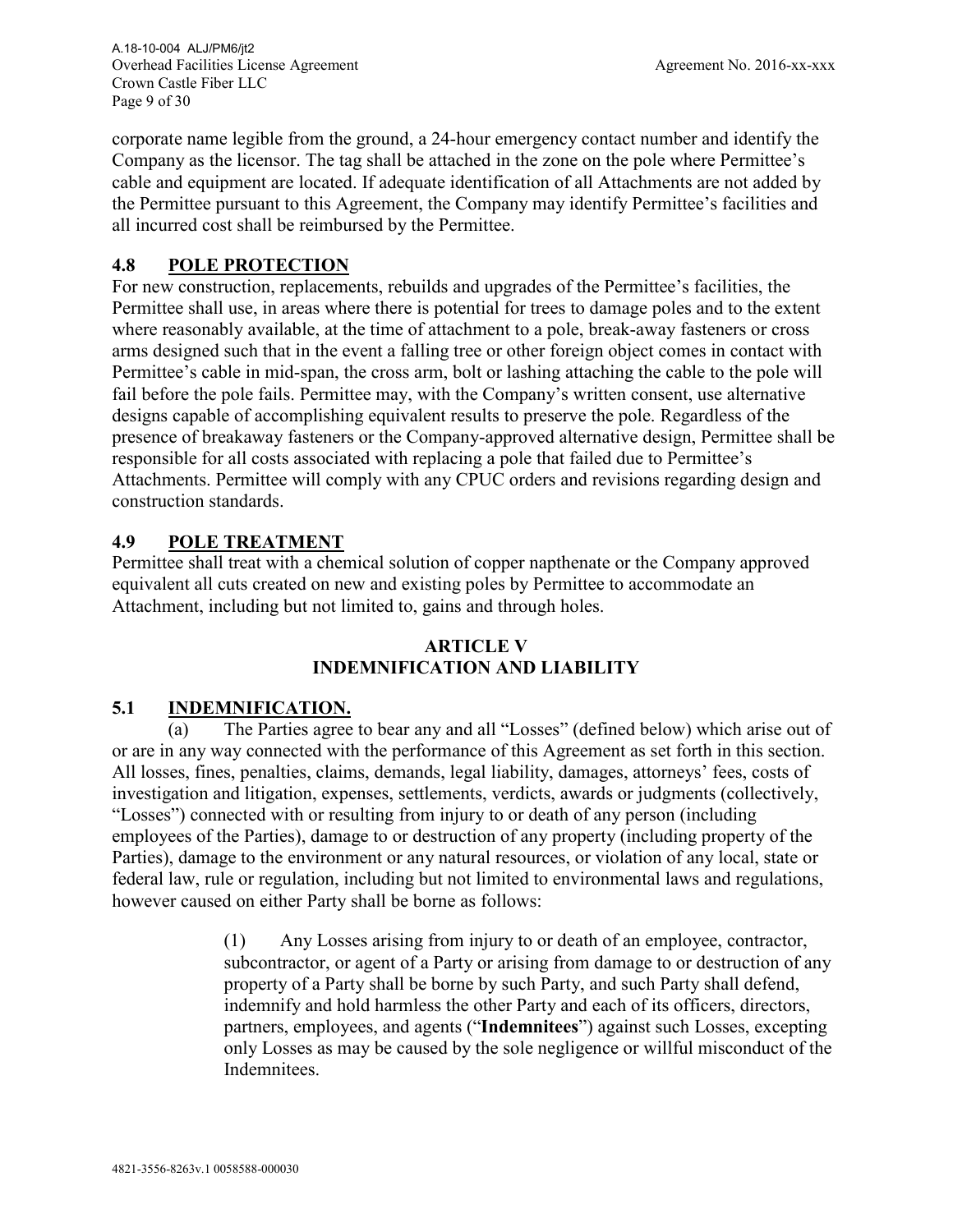corporate name legible from the ground, a 24-hour emergency contact number and identify the Company as the licensor. The tag shall be attached in the zone on the pole where Permittee's cable and equipment are located. If adequate identification of all Attachments are not added by the Permittee pursuant to this Agreement, the Company may identify Permittee's facilities and all incurred cost shall be reimbursed by the Permittee.

### 4.8 POLE PROTECTION

For new construction, replacements, rebuilds and upgrades of the Permittee's facilities, the Permittee shall use, in areas where there is potential for trees to damage poles and to the extent where reasonably available, at the time of attachment to a pole, break-away fasteners or cross arms designed such that in the event a falling tree or other foreign object comes in contact with Permittee's cable in mid-span, the cross arm, bolt or lashing attaching the cable to the pole will fail before the pole fails. Permittee may, with the Company's written consent, use alternative designs capable of accomplishing equivalent results to preserve the pole. Regardless of the presence of breakaway fasteners or the Company-approved alternative design, Permittee shall be responsible for all costs associated with replacing a pole that failed due to Permittee's Attachments. Permittee will comply with any CPUC orders and revisions regarding design and construction standards.

### 4.9 POLE TREATMENT

Permittee shall treat with a chemical solution of copper napthenate or the Company approved equivalent all cuts created on new and existing poles by Permittee to accommodate an Attachment, including but not limited to, gains and through holes.

## ARTICLE V
## INDEMNIFICATION AND LIABILITY

### 5.1 INDEMNIFICATION.

(a) The Parties agree to bear any and all "Losses" (defined below) which arise out of or are in any way connected with the performance of this Agreement as set forth in this section. All losses, fines, penalties, claims, demands, legal liability, damages, attorneys' fees, costs of investigation and litigation, expenses, settlements, verdicts, awards or judgments (collectively, "Losses") connected with or resulting from injury to or death of any person (including employees of the Parties), damage to or destruction of any property (including property of the Parties), damage to the environment or any natural resources, or violation of any local, state or federal law, rule or regulation, including but not limited to environmental laws and regulations, however caused on either Party shall be borne as follows:

> (1) Any Losses arising from injury to or death of an employee, contractor, subcontractor, or agent of a Party or arising from damage to or destruction of any property of a Party shall be borne by such Party, and such Party shall defend, indemnify and hold harmless the other Party and each of its officers, directors, partners, employees, and agents ("**Indemnitees**") against such Losses, excepting only Losses as may be caused by the sole negligence or willful misconduct of the Indemnitees.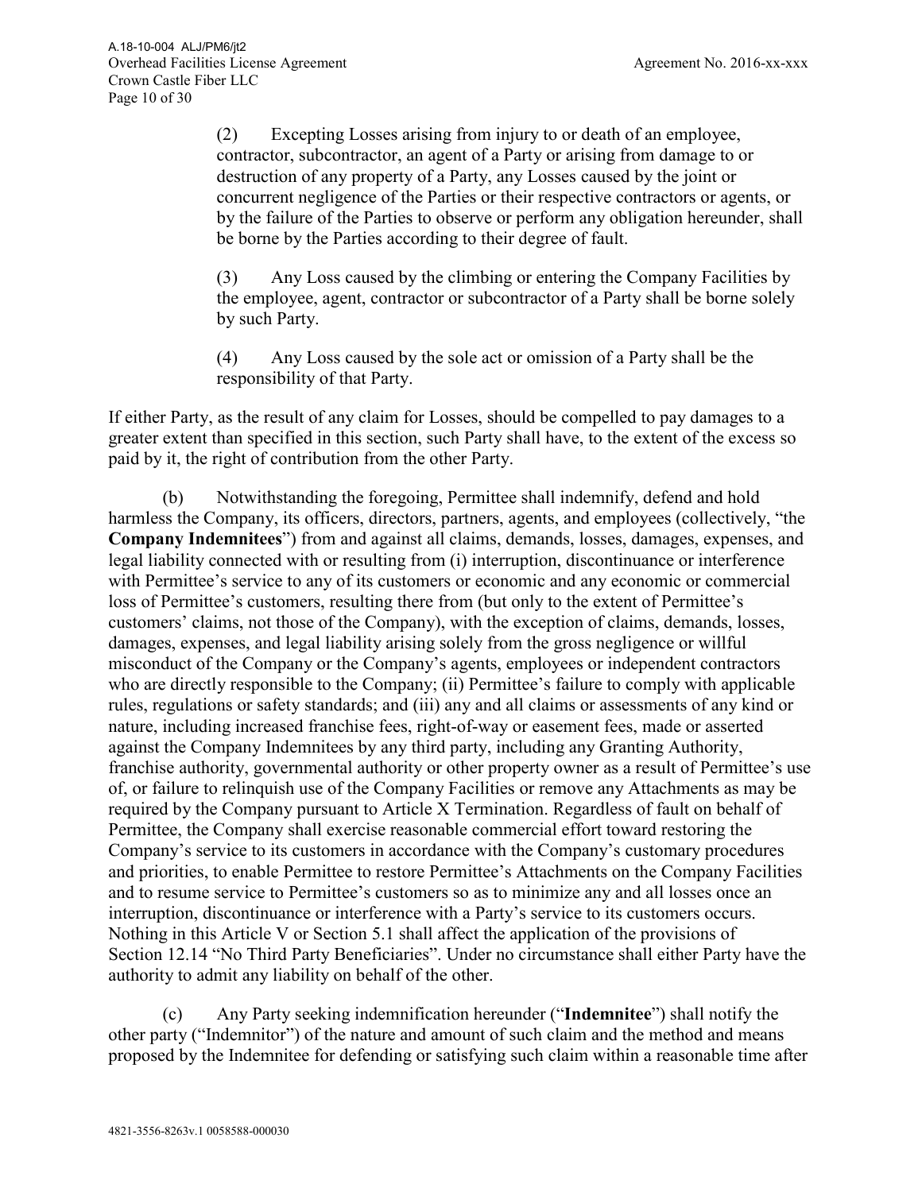(2) Excepting Losses arising from injury to or death of an employee, contractor, subcontractor, an agent of a Party or arising from damage to or destruction of any property of a Party, any Losses caused by the joint or concurrent negligence of the Parties or their respective contractors or agents, or by the failure of the Parties to observe or perform any obligation hereunder, shall be borne by the Parties according to their degree of fault.

(3) Any Loss caused by the climbing or entering the Company Facilities by the employee, agent, contractor or subcontractor of a Party shall be borne solely by such Party.

(4) Any Loss caused by the sole act or omission of a Party shall be the responsibility of that Party.

If either Party, as the result of any claim for Losses, should be compelled to pay damages to a greater extent than specified in this section, such Party shall have, to the extent of the excess so paid by it, the right of contribution from the other Party.

(b) Notwithstanding the foregoing, Permittee shall indemnify, defend and hold harmless the Company, its officers, directors, partners, agents, and employees (collectively, "the **Company Indemnitees**") from and against all claims, demands, losses, damages, expenses, and legal liability connected with or resulting from (i) interruption, discontinuance or interference with Permittee's service to any of its customers or economic and any economic or commercial loss of Permittee's customers, resulting there from (but only to the extent of Permittee's customers' claims, not those of the Company), with the exception of claims, demands, losses, damages, expenses, and legal liability arising solely from the gross negligence or willful misconduct of the Company or the Company's agents, employees or independent contractors who are directly responsible to the Company; (ii) Permittee's failure to comply with applicable rules, regulations or safety standards; and (iii) any and all claims or assessments of any kind or nature, including increased franchise fees, right-of-way or easement fees, made or asserted against the Company Indemnitees by any third party, including any Granting Authority, franchise authority, governmental authority or other property owner as a result of Permittee's use of, or failure to relinquish use of the Company Facilities or remove any Attachments as may be required by the Company pursuant to Article X Termination. Regardless of fault on behalf of Permittee, the Company shall exercise reasonable commercial effort toward restoring the Company's service to its customers in accordance with the Company's customary procedures and priorities, to enable Permittee to restore Permittee's Attachments on the Company Facilities and to resume service to Permittee's customers so as to minimize any and all losses once an interruption, discontinuance or interference with a Party's service to its customers occurs. Nothing in this Article V or Section 5.1 shall affect the application of the provisions of Section 12.14 "No Third Party Beneficiaries". Under no circumstance shall either Party have the authority to admit any liability on behalf of the other.

(c) Any Party seeking indemnification hereunder ("**Indemnitee**") shall notify the other party ("Indemnitor") of the nature and amount of such claim and the method and means proposed by the Indemnitee for defending or satisfying such claim within a reasonable time after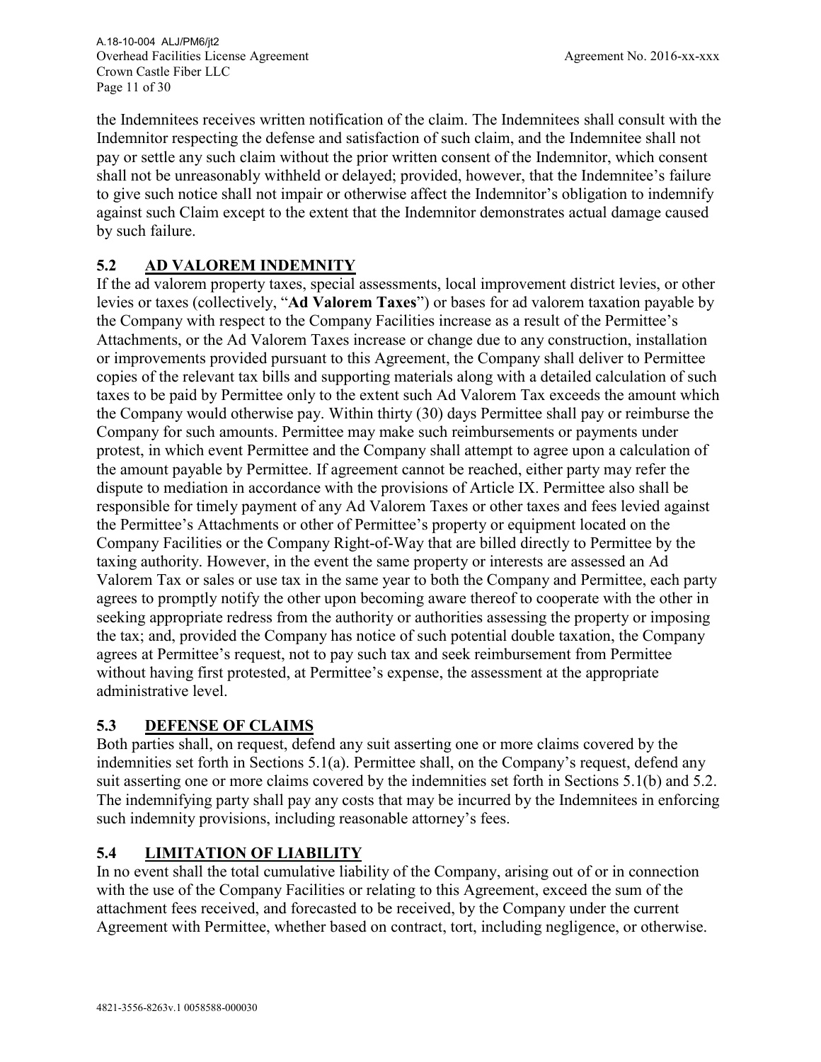the Indemnitees receives written notification of the claim. The Indemnitees shall consult with the Indemnitor respecting the defense and satisfaction of such claim, and the Indemnitee shall not pay or settle any such claim without the prior written consent of the Indemnitor, which consent shall not be unreasonably withheld or delayed; provided, however, that the Indemnitee's failure to give such notice shall not impair or otherwise affect the Indemnitor's obligation to indemnify against such Claim except to the extent that the Indemnitor demonstrates actual damage caused by such failure.

## 5.2 AD VALOREM INDEMNITY

If the ad valorem property taxes, special assessments, local improvement district levies, or other levies or taxes (collectively, "**Ad Valorem Taxes**") or bases for ad valorem taxation payable by the Company with respect to the Company Facilities increase as a result of the Permittee's Attachments, or the Ad Valorem Taxes increase or change due to any construction, installation or improvements provided pursuant to this Agreement, the Company shall deliver to Permittee copies of the relevant tax bills and supporting materials along with a detailed calculation of such taxes to be paid by Permittee only to the extent such Ad Valorem Tax exceeds the amount which the Company would otherwise pay. Within thirty (30) days Permittee shall pay or reimburse the Company for such amounts. Permittee may make such reimbursements or payments under protest, in which event Permittee and the Company shall attempt to agree upon a calculation of the amount payable by Permittee. If agreement cannot be reached, either party may refer the dispute to mediation in accordance with the provisions of Article IX. Permittee also shall be responsible for timely payment of any Ad Valorem Taxes or other taxes and fees levied against the Permittee's Attachments or other of Permittee's property or equipment located on the Company Facilities or the Company Right-of-Way that are billed directly to Permittee by the taxing authority. However, in the event the same property or interests are assessed an Ad Valorem Tax or sales or use tax in the same year to both the Company and Permittee, each party agrees to promptly notify the other upon becoming aware thereof to cooperate with the other in seeking appropriate redress from the authority or authorities assessing the property or imposing the tax; and, provided the Company has notice of such potential double taxation, the Company agrees at Permittee's request, not to pay such tax and seek reimbursement from Permittee without having first protested, at Permittee's expense, the assessment at the appropriate administrative level.

## 5.3 DEFENSE OF CLAIMS

Both parties shall, on request, defend any suit asserting one or more claims covered by the indemnities set forth in Sections 5.1(a). Permittee shall, on the Company's request, defend any suit asserting one or more claims covered by the indemnities set forth in Sections 5.1(b) and 5.2. The indemnifying party shall pay any costs that may be incurred by the Indemnitees in enforcing such indemnity provisions, including reasonable attorney's fees.

## 5.4 LIMITATION OF LIABILITY

In no event shall the total cumulative liability of the Company, arising out of or in connection with the use of the Company Facilities or relating to this Agreement, exceed the sum of the attachment fees received, and forecasted to be received, by the Company under the current Agreement with Permittee, whether based on contract, tort, including negligence, or otherwise.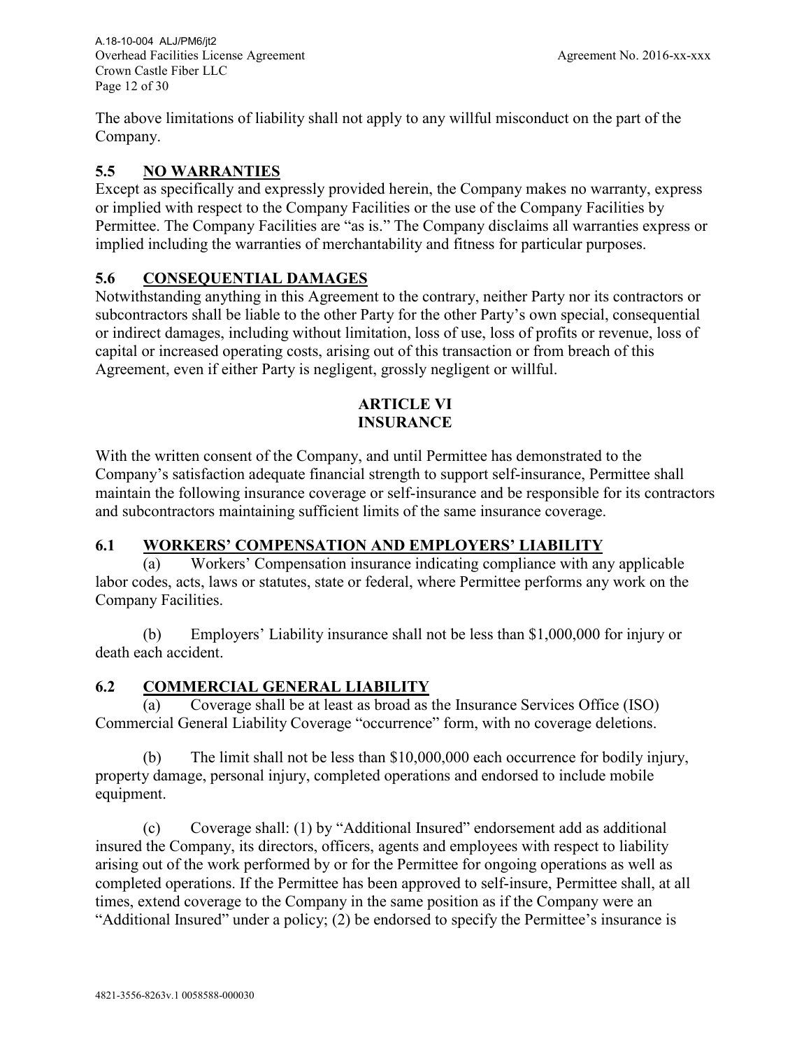The above limitations of liability shall not apply to any willful misconduct on the part of the Company.

## 5.5 NO WARRANTIES

Except as specifically and expressly provided herein, the Company makes no warranty, express or implied with respect to the Company Facilities or the use of the Company Facilities by Permittee. The Company Facilities are "as is." The Company disclaims all warranties express or implied including the warranties of merchantability and fitness for particular purposes.

## 5.6 CONSEQUENTIAL DAMAGES

Notwithstanding anything in this Agreement to the contrary, neither Party nor its contractors or subcontractors shall be liable to the other Party for the other Party's own special, consequential or indirect damages, including without limitation, loss of use, loss of profits or revenue, loss of capital or increased operating costs, arising out of this transaction or from breach of this Agreement, even if either Party is negligent, grossly negligent or willful.

# ARTICLE VI
# INSURANCE

With the written consent of the Company, and until Permittee has demonstrated to the Company's satisfaction adequate financial strength to support self-insurance, Permittee shall maintain the following insurance coverage or self-insurance and be responsible for its contractors and subcontractors maintaining sufficient limits of the same insurance coverage.

## 6.1 WORKERS' COMPENSATION AND EMPLOYERS' LIABILITY

(a) Workers' Compensation insurance indicating compliance with any applicable labor codes, acts, laws or statutes, state or federal, where Permittee performs any work on the Company Facilities.

(b) Employers' Liability insurance shall not be less than $1,000,000 for injury or death each accident.

## 6.2 COMMERCIAL GENERAL LIABILITY

(a) Coverage shall be at least as broad as the Insurance Services Office (ISO) Commercial General Liability Coverage "occurrence" form, with no coverage deletions.

(b) The limit shall not be less than $10,000,000 each occurrence for bodily injury, property damage, personal injury, completed operations and endorsed to include mobile equipment.

(c) Coverage shall: (1) by "Additional Insured" endorsement add as additional insured the Company, its directors, officers, agents and employees with respect to liability arising out of the work performed by or for the Permittee for ongoing operations as well as completed operations. If the Permittee has been approved to self-insure, Permittee shall, at all times, extend coverage to the Company in the same position as if the Company were an "Additional Insured" under a policy; (2) be endorsed to specify the Permittee's insurance is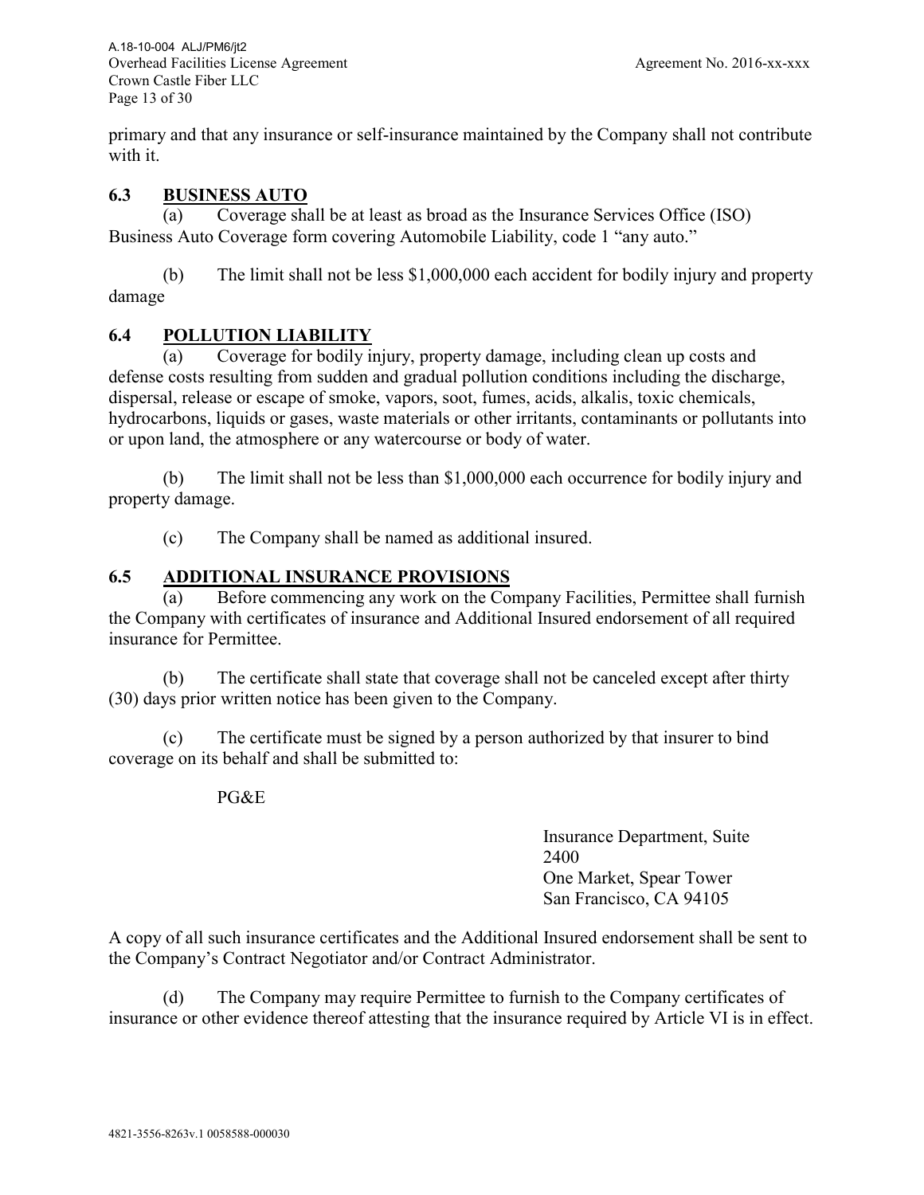primary and that any insurance or self-insurance maintained by the Company shall not contribute with it.

### 6.3 BUSINESS AUTO

(a) Coverage shall be at least as broad as the Insurance Services Office (ISO) Business Auto Coverage form covering Automobile Liability, code 1 "any auto."

(b) The limit shall not be less $1,000,000 each accident for bodily injury and property damage

### 6.4 POLLUTION LIABILITY

(a) Coverage for bodily injury, property damage, including clean up costs and defense costs resulting from sudden and gradual pollution conditions including the discharge, dispersal, release or escape of smoke, vapors, soot, fumes, acids, alkalis, toxic chemicals, hydrocarbons, liquids or gases, waste materials or other irritants, contaminants or pollutants into or upon land, the atmosphere or any watercourse or body of water.

(b) The limit shall not be less than $1,000,000 each occurrence for bodily injury and property damage.

(c) The Company shall be named as additional insured.

### 6.5 ADDITIONAL INSURANCE PROVISIONS

(a) Before commencing any work on the Company Facilities, Permittee shall furnish the Company with certificates of insurance and Additional Insured endorsement of all required insurance for Permittee.

(b) The certificate shall state that coverage shall not be canceled except after thirty (30) days prior written notice has been given to the Company.

(c) The certificate must be signed by a person authorized by that insurer to bind coverage on its behalf and shall be submitted to:

PG&E

Insurance Department, Suite 2400
One Market, Spear Tower
San Francisco, CA 94105

A copy of all such insurance certificates and the Additional Insured endorsement shall be sent to the Company's Contract Negotiator and/or Contract Administrator.

(d) The Company may require Permittee to furnish to the Company certificates of insurance or other evidence thereof attesting that the insurance required by Article VI is in effect.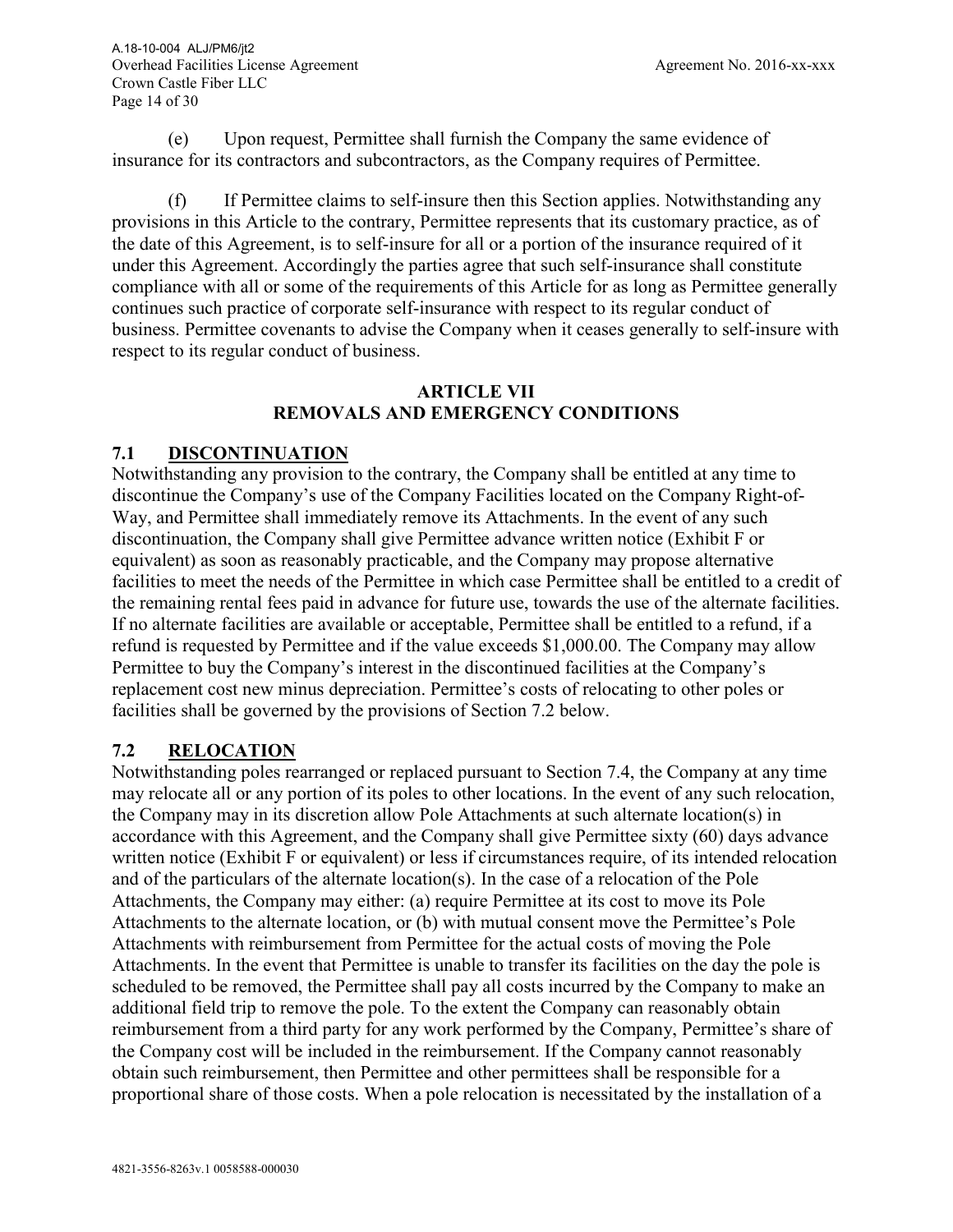(e) Upon request, Permittee shall furnish the Company the same evidence of insurance for its contractors and subcontractors, as the Company requires of Permittee.

(f) If Permittee claims to self-insure then this Section applies. Notwithstanding any provisions in this Article to the contrary, Permittee represents that its customary practice, as of the date of this Agreement, is to self-insure for all or a portion of the insurance required of it under this Agreement. Accordingly the parties agree that such self-insurance shall constitute compliance with all or some of the requirements of this Article for as long as Permittee generally continues such practice of corporate self-insurance with respect to its regular conduct of business. Permittee covenants to advise the Company when it ceases generally to self-insure with respect to its regular conduct of business.

## ARTICLE VII
## REMOVALS AND EMERGENCY CONDITIONS

### 7.1 DISCONTINUATION

Notwithstanding any provision to the contrary, the Company shall be entitled at any time to discontinue the Company's use of the Company Facilities located on the Company Right-of-Way, and Permittee shall immediately remove its Attachments. In the event of any such discontinuation, the Company shall give Permittee advance written notice (Exhibit F or equivalent) as soon as reasonably practicable, and the Company may propose alternative facilities to meet the needs of the Permittee in which case Permittee shall be entitled to a credit of the remaining rental fees paid in advance for future use, towards the use of the alternate facilities. If no alternate facilities are available or acceptable, Permittee shall be entitled to a refund, if a refund is requested by Permittee and if the value exceeds $1,000.00. The Company may allow Permittee to buy the Company's interest in the discontinued facilities at the Company's replacement cost new minus depreciation. Permittee's costs of relocating to other poles or facilities shall be governed by the provisions of Section 7.2 below.

### 7.2 RELOCATION

Notwithstanding poles rearranged or replaced pursuant to Section 7.4, the Company at any time may relocate all or any portion of its poles to other locations. In the event of any such relocation, the Company may in its discretion allow Pole Attachments at such alternate location(s) in accordance with this Agreement, and the Company shall give Permittee sixty (60) days advance written notice (Exhibit F or equivalent) or less if circumstances require, of its intended relocation and of the particulars of the alternate location(s). In the case of a relocation of the Pole Attachments, the Company may either: (a) require Permittee at its cost to move its Pole Attachments to the alternate location, or (b) with mutual consent move the Permittee's Pole Attachments with reimbursement from Permittee for the actual costs of moving the Pole Attachments. In the event that Permittee is unable to transfer its facilities on the day the pole is scheduled to be removed, the Permittee shall pay all costs incurred by the Company to make an additional field trip to remove the pole. To the extent the Company can reasonably obtain reimbursement from a third party for any work performed by the Company, Permittee's share of the Company cost will be included in the reimbursement. If the Company cannot reasonably obtain such reimbursement, then Permittee and other permittees shall be responsible for a proportional share of those costs. When a pole relocation is necessitated by the installation of a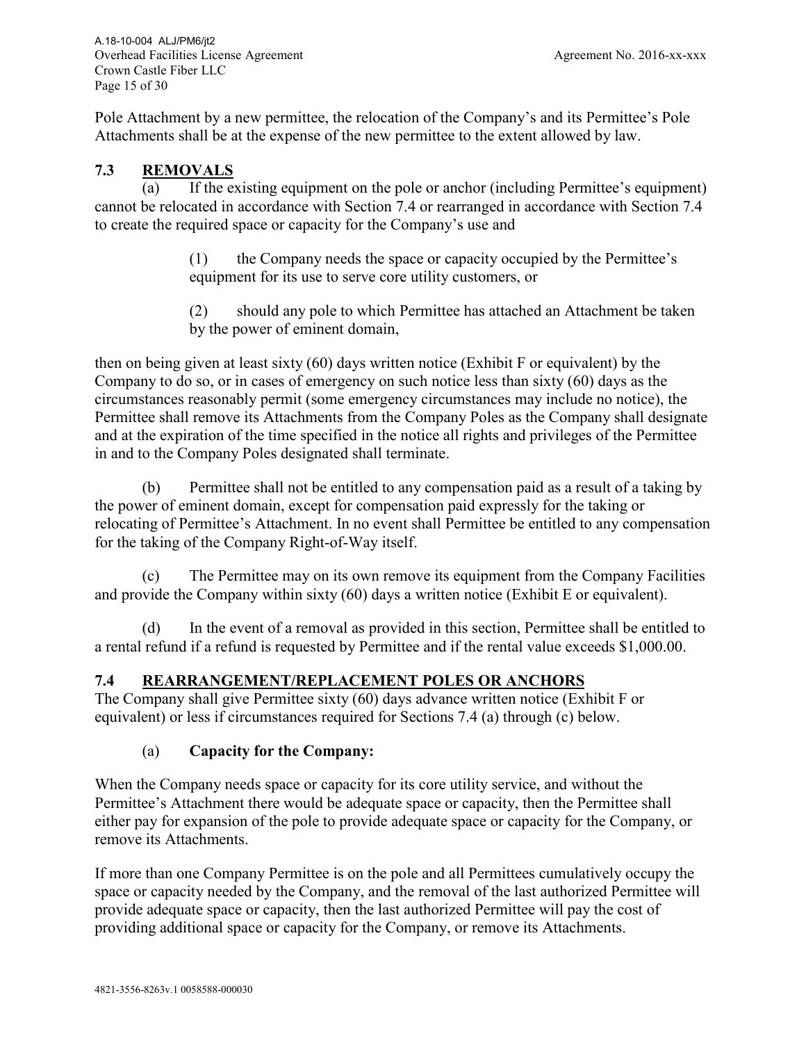Pole Attachment by a new permittee, the relocation of the Company's and its Permittee's Pole Attachments shall be at the expense of the new permittee to the extent allowed by law.

## 7.3 REMOVALS

(a) If the existing equipment on the pole or anchor (including Permittee's equipment) cannot be relocated in accordance with Section 7.4 or rearranged in accordance with Section 7.4 to create the required space or capacity for the Company's use and

> (1) the Company needs the space or capacity occupied by the Permittee's equipment for its use to serve core utility customers, or
>
> (2) should any pole to which Permittee has attached an Attachment be taken by the power of eminent domain,

then on being given at least sixty (60) days written notice (Exhibit F or equivalent) by the Company to do so, or in cases of emergency on such notice less than sixty (60) days as the circumstances reasonably permit (some emergency circumstances may include no notice), the Permittee shall remove its Attachments from the Company Poles as the Company shall designate and at the expiration of the time specified in the notice all rights and privileges of the Permittee in and to the Company Poles designated shall terminate.

(b) Permittee shall not be entitled to any compensation paid as a result of a taking by the power of eminent domain, except for compensation paid expressly for the taking or relocating of Permittee's Attachment. In no event shall Permittee be entitled to any compensation for the taking of the Company Right-of-Way itself.

(c) The Permittee may on its own remove its equipment from the Company Facilities and provide the Company within sixty (60) days a written notice (Exhibit E or equivalent).

(d) In the event of a removal as provided in this section, Permittee shall be entitled to a rental refund if a refund is requested by Permittee and if the rental value exceeds $1,000.00.

## 7.4 REARRANGEMENT/REPLACEMENT POLES OR ANCHORS

The Company shall give Permittee sixty (60) days advance written notice (Exhibit F or equivalent) or less if circumstances required for Sections 7.4 (a) through (c) below.

(a) **Capacity for the Company:**

When the Company needs space or capacity for its core utility service, and without the Permittee's Attachment there would be adequate space or capacity, then the Permittee shall either pay for expansion of the pole to provide adequate space or capacity for the Company, or remove its Attachments.

If more than one Company Permittee is on the pole and all Permittees cumulatively occupy the space or capacity needed by the Company, and the removal of the last authorized Permittee will provide adequate space or capacity, then the last authorized Permittee will pay the cost of providing additional space or capacity for the Company, or remove its Attachments.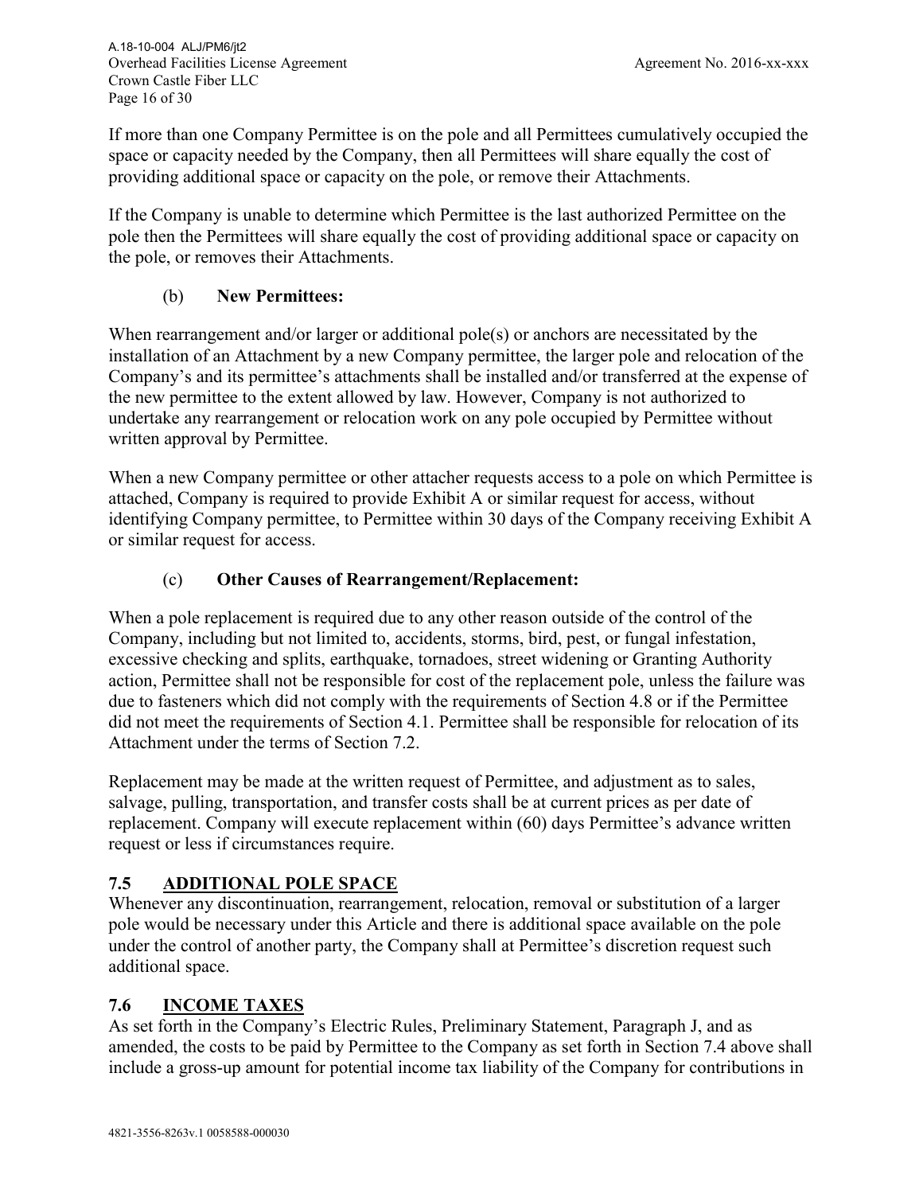If more than one Company Permittee is on the pole and all Permittees cumulatively occupied the space or capacity needed by the Company, then all Permittees will share equally the cost of providing additional space or capacity on the pole, or remove their Attachments.

If the Company is unable to determine which Permittee is the last authorized Permittee on the pole then the Permittees will share equally the cost of providing additional space or capacity on the pole, or removes their Attachments.

(b) **New Permittees:**

When rearrangement and/or larger or additional pole(s) or anchors are necessitated by the installation of an Attachment by a new Company permittee, the larger pole and relocation of the Company's and its permittee's attachments shall be installed and/or transferred at the expense of the new permittee to the extent allowed by law. However, Company is not authorized to undertake any rearrangement or relocation work on any pole occupied by Permittee without written approval by Permittee.

When a new Company permittee or other attacher requests access to a pole on which Permittee is attached, Company is required to provide Exhibit A or similar request for access, without identifying Company permittee, to Permittee within 30 days of the Company receiving Exhibit A or similar request for access.

(c) **Other Causes of Rearrangement/Replacement:**

When a pole replacement is required due to any other reason outside of the control of the Company, including but not limited to, accidents, storms, bird, pest, or fungal infestation, excessive checking and splits, earthquake, tornadoes, street widening or Granting Authority action, Permittee shall not be responsible for cost of the replacement pole, unless the failure was due to fasteners which did not comply with the requirements of Section 4.8 or if the Permittee did not meet the requirements of Section 4.1. Permittee shall be responsible for relocation of its Attachment under the terms of Section 7.2.

Replacement may be made at the written request of Permittee, and adjustment as to sales, salvage, pulling, transportation, and transfer costs shall be at current prices as per date of replacement. Company will execute replacement within (60) days Permittee's advance written request or less if circumstances require.

## 7.5 ADDITIONAL POLE SPACE

Whenever any discontinuation, rearrangement, relocation, removal or substitution of a larger pole would be necessary under this Article and there is additional space available on the pole under the control of another party, the Company shall at Permittee's discretion request such additional space.

## 7.6 INCOME TAXES

As set forth in the Company's Electric Rules, Preliminary Statement, Paragraph J, and as amended, the costs to be paid by Permittee to the Company as set forth in Section 7.4 above shall include a gross-up amount for potential income tax liability of the Company for contributions in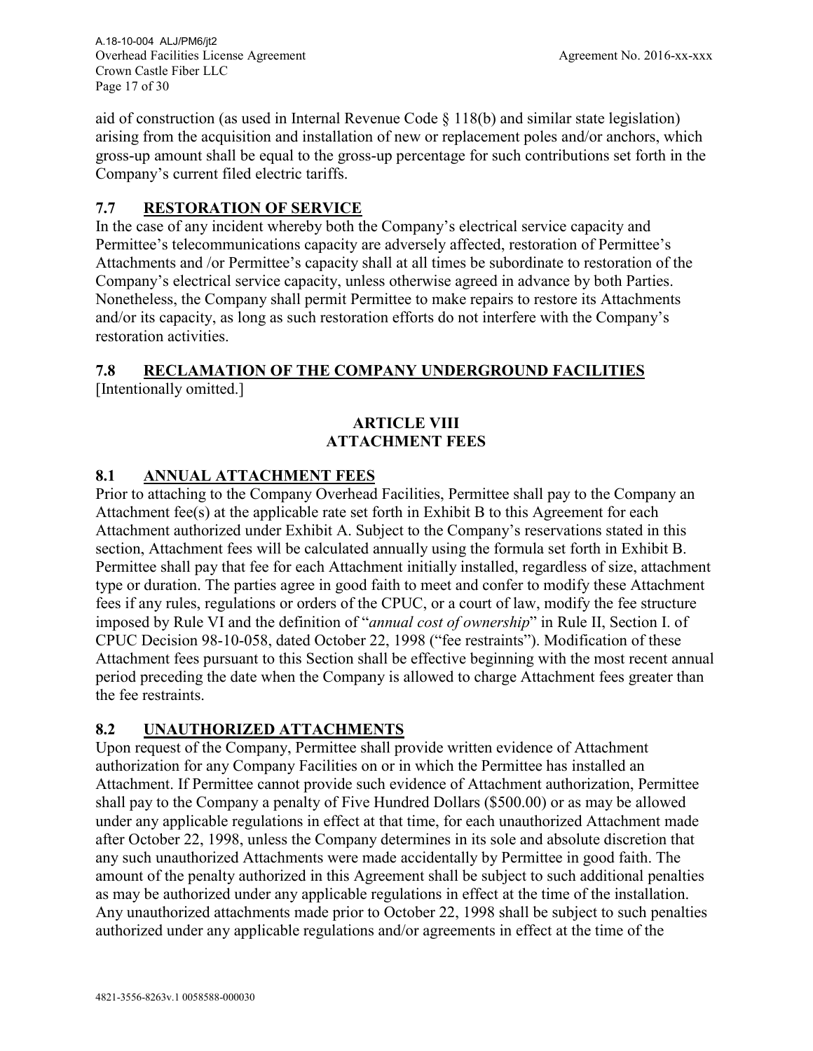aid of construction (as used in Internal Revenue Code § 118(b) and similar state legislation) arising from the acquisition and installation of new or replacement poles and/or anchors, which gross-up amount shall be equal to the gross-up percentage for such contributions set forth in the Company's current filed electric tariffs.

## 7.7 RESTORATION OF SERVICE

In the case of any incident whereby both the Company's electrical service capacity and Permittee's telecommunications capacity are adversely affected, restoration of Permittee's Attachments and /or Permittee's capacity shall at all times be subordinate to restoration of the Company's electrical service capacity, unless otherwise agreed in advance by both Parties. Nonetheless, the Company shall permit Permittee to make repairs to restore its Attachments and/or its capacity, as long as such restoration efforts do not interfere with the Company's restoration activities.

## 7.8 RECLAMATION OF THE COMPANY UNDERGROUND FACILITIES

[Intentionally omitted.]

# ARTICLE VIII
# ATTACHMENT FEES

## 8.1 ANNUAL ATTACHMENT FEES

Prior to attaching to the Company Overhead Facilities, Permittee shall pay to the Company an Attachment fee(s) at the applicable rate set forth in Exhibit B to this Agreement for each Attachment authorized under Exhibit A. Subject to the Company's reservations stated in this section, Attachment fees will be calculated annually using the formula set forth in Exhibit B. Permittee shall pay that fee for each Attachment initially installed, regardless of size, attachment type or duration. The parties agree in good faith to meet and confer to modify these Attachment fees if any rules, regulations or orders of the CPUC, or a court of law, modify the fee structure imposed by Rule VI and the definition of "*annual cost of ownership*" in Rule II, Section I. of CPUC Decision 98-10-058, dated October 22, 1998 ("fee restraints"). Modification of these Attachment fees pursuant to this Section shall be effective beginning with the most recent annual period preceding the date when the Company is allowed to charge Attachment fees greater than the fee restraints.

## 8.2 UNAUTHORIZED ATTACHMENTS

Upon request of the Company, Permittee shall provide written evidence of Attachment authorization for any Company Facilities on or in which the Permittee has installed an Attachment. If Permittee cannot provide such evidence of Attachment authorization, Permittee shall pay to the Company a penalty of Five Hundred Dollars ($500.00) or as may be allowed under any applicable regulations in effect at that time, for each unauthorized Attachment made after October 22, 1998, unless the Company determines in its sole and absolute discretion that any such unauthorized Attachments were made accidentally by Permittee in good faith. The amount of the penalty authorized in this Agreement shall be subject to such additional penalties as may be authorized under any applicable regulations in effect at the time of the installation. Any unauthorized attachments made prior to October 22, 1998 shall be subject to such penalties authorized under any applicable regulations and/or agreements in effect at the time of the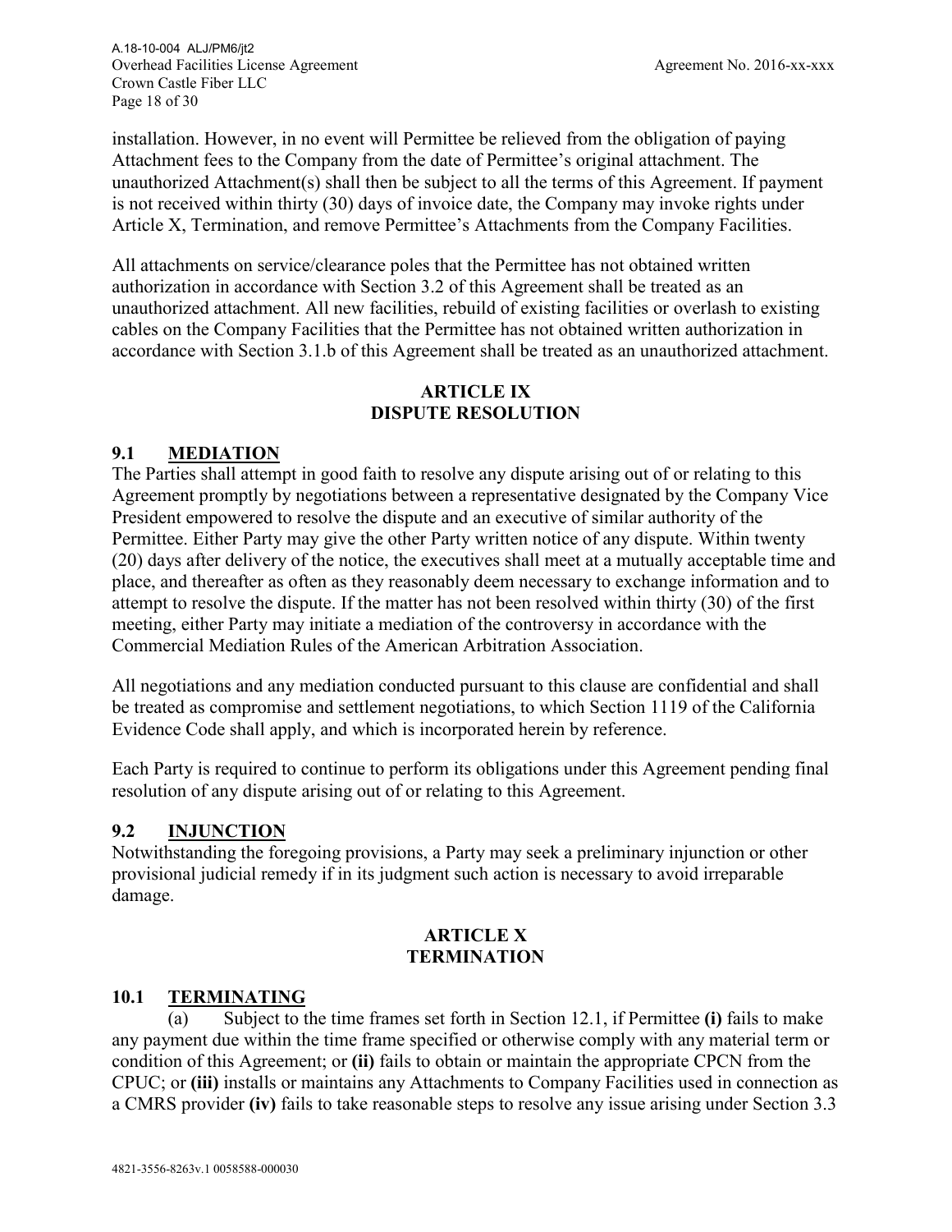installation. However, in no event will Permittee be relieved from the obligation of paying Attachment fees to the Company from the date of Permittee's original attachment. The unauthorized Attachment(s) shall then be subject to all the terms of this Agreement. If payment is not received within thirty (30) days of invoice date, the Company may invoke rights under Article X, Termination, and remove Permittee's Attachments from the Company Facilities.

All attachments on service/clearance poles that the Permittee has not obtained written authorization in accordance with Section 3.2 of this Agreement shall be treated as an unauthorized attachment. All new facilities, rebuild of existing facilities or overlash to existing cables on the Company Facilities that the Permittee has not obtained written authorization in accordance with Section 3.1.b of this Agreement shall be treated as an unauthorized attachment.

## ARTICLE IX
## DISPUTE RESOLUTION

### 9.1 MEDIATION

The Parties shall attempt in good faith to resolve any dispute arising out of or relating to this Agreement promptly by negotiations between a representative designated by the Company Vice President empowered to resolve the dispute and an executive of similar authority of the Permittee. Either Party may give the other Party written notice of any dispute. Within twenty (20) days after delivery of the notice, the executives shall meet at a mutually acceptable time and place, and thereafter as often as they reasonably deem necessary to exchange information and to attempt to resolve the dispute. If the matter has not been resolved within thirty (30) of the first meeting, either Party may initiate a mediation of the controversy in accordance with the Commercial Mediation Rules of the American Arbitration Association.

All negotiations and any mediation conducted pursuant to this clause are confidential and shall be treated as compromise and settlement negotiations, to which Section 1119 of the California Evidence Code shall apply, and which is incorporated herein by reference.

Each Party is required to continue to perform its obligations under this Agreement pending final resolution of any dispute arising out of or relating to this Agreement.

### 9.2 INJUNCTION

Notwithstanding the foregoing provisions, a Party may seek a preliminary injunction or other provisional judicial remedy if in its judgment such action is necessary to avoid irreparable damage.

## ARTICLE X
## TERMINATION

### 10.1 TERMINATING

(a) Subject to the time frames set forth in Section 12.1, if Permittee **(i)** fails to make any payment due within the time frame specified or otherwise comply with any material term or condition of this Agreement; or **(ii)** fails to obtain or maintain the appropriate CPCN from the CPUC; or **(iii)** installs or maintains any Attachments to Company Facilities used in connection as a CMRS provider **(iv)** fails to take reasonable steps to resolve any issue arising under Section 3.3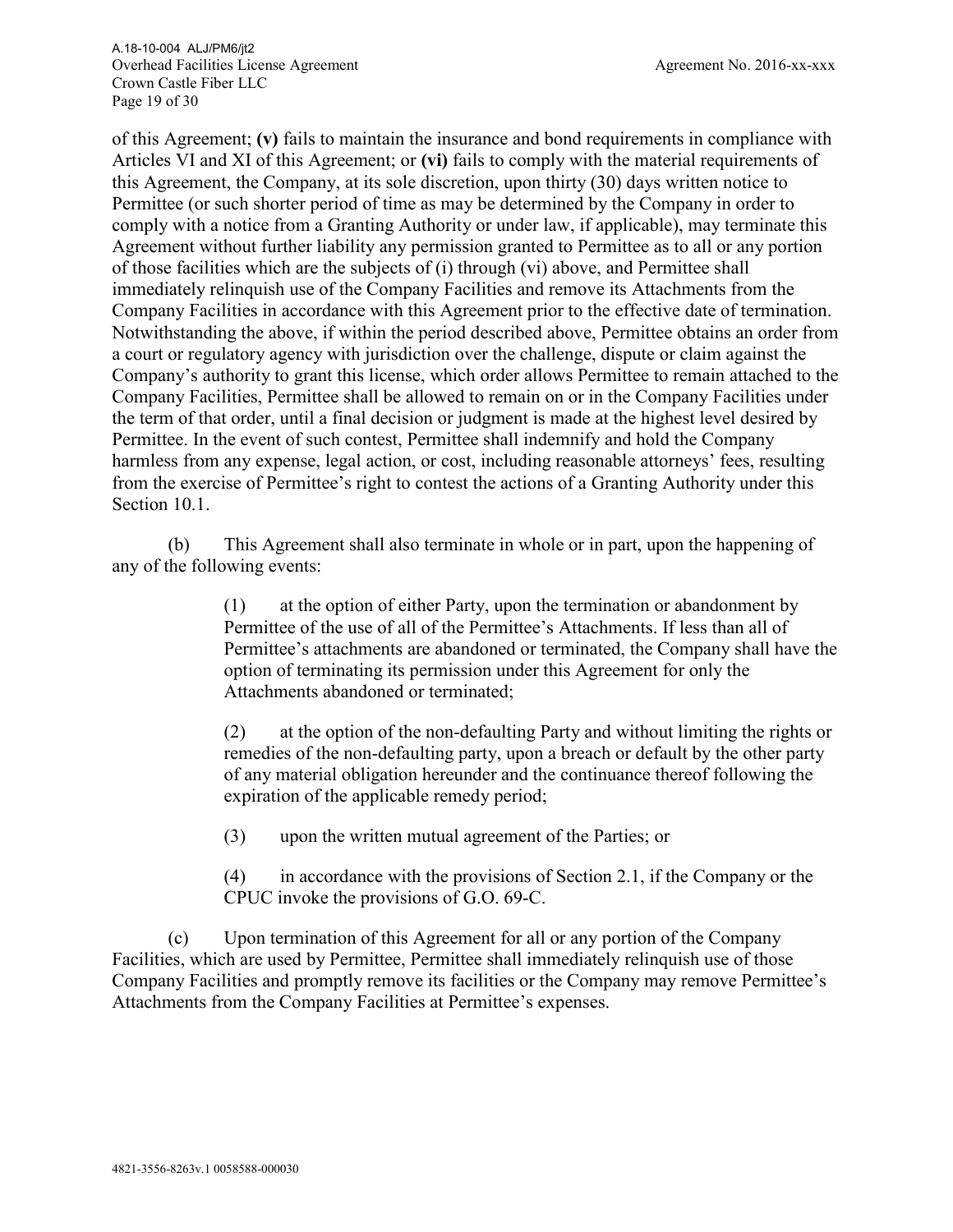of this Agreement; **(v)** fails to maintain the insurance and bond requirements in compliance with Articles VI and XI of this Agreement; or **(vi)** fails to comply with the material requirements of this Agreement, the Company, at its sole discretion, upon thirty (30) days written notice to Permittee (or such shorter period of time as may be determined by the Company in order to comply with a notice from a Granting Authority or under law, if applicable), may terminate this Agreement without further liability any permission granted to Permittee as to all or any portion of those facilities which are the subjects of (i) through (vi) above, and Permittee shall immediately relinquish use of the Company Facilities and remove its Attachments from the Company Facilities in accordance with this Agreement prior to the effective date of termination. Notwithstanding the above, if within the period described above, Permittee obtains an order from a court or regulatory agency with jurisdiction over the challenge, dispute or claim against the Company's authority to grant this license, which order allows Permittee to remain attached to the Company Facilities, Permittee shall be allowed to remain on or in the Company Facilities under the term of that order, until a final decision or judgment is made at the highest level desired by Permittee. In the event of such contest, Permittee shall indemnify and hold the Company harmless from any expense, legal action, or cost, including reasonable attorneys' fees, resulting from the exercise of Permittee's right to contest the actions of a Granting Authority under this Section 10.1.

(b) This Agreement shall also terminate in whole or in part, upon the happening of any of the following events:

> (1) at the option of either Party, upon the termination or abandonment by Permittee of the use of all of the Permittee's Attachments. If less than all of Permittee's attachments are abandoned or terminated, the Company shall have the option of terminating its permission under this Agreement for only the Attachments abandoned or terminated;
>
> (2) at the option of the non-defaulting Party and without limiting the rights or remedies of the non-defaulting party, upon a breach or default by the other party of any material obligation hereunder and the continuance thereof following the expiration of the applicable remedy period;
>
> (3) upon the written mutual agreement of the Parties; or
>
> (4) in accordance with the provisions of Section 2.1, if the Company or the CPUC invoke the provisions of G.O. 69-C.

(c) Upon termination of this Agreement for all or any portion of the Company Facilities, which are used by Permittee, Permittee shall immediately relinquish use of those Company Facilities and promptly remove its facilities or the Company may remove Permittee's Attachments from the Company Facilities at Permittee's expenses.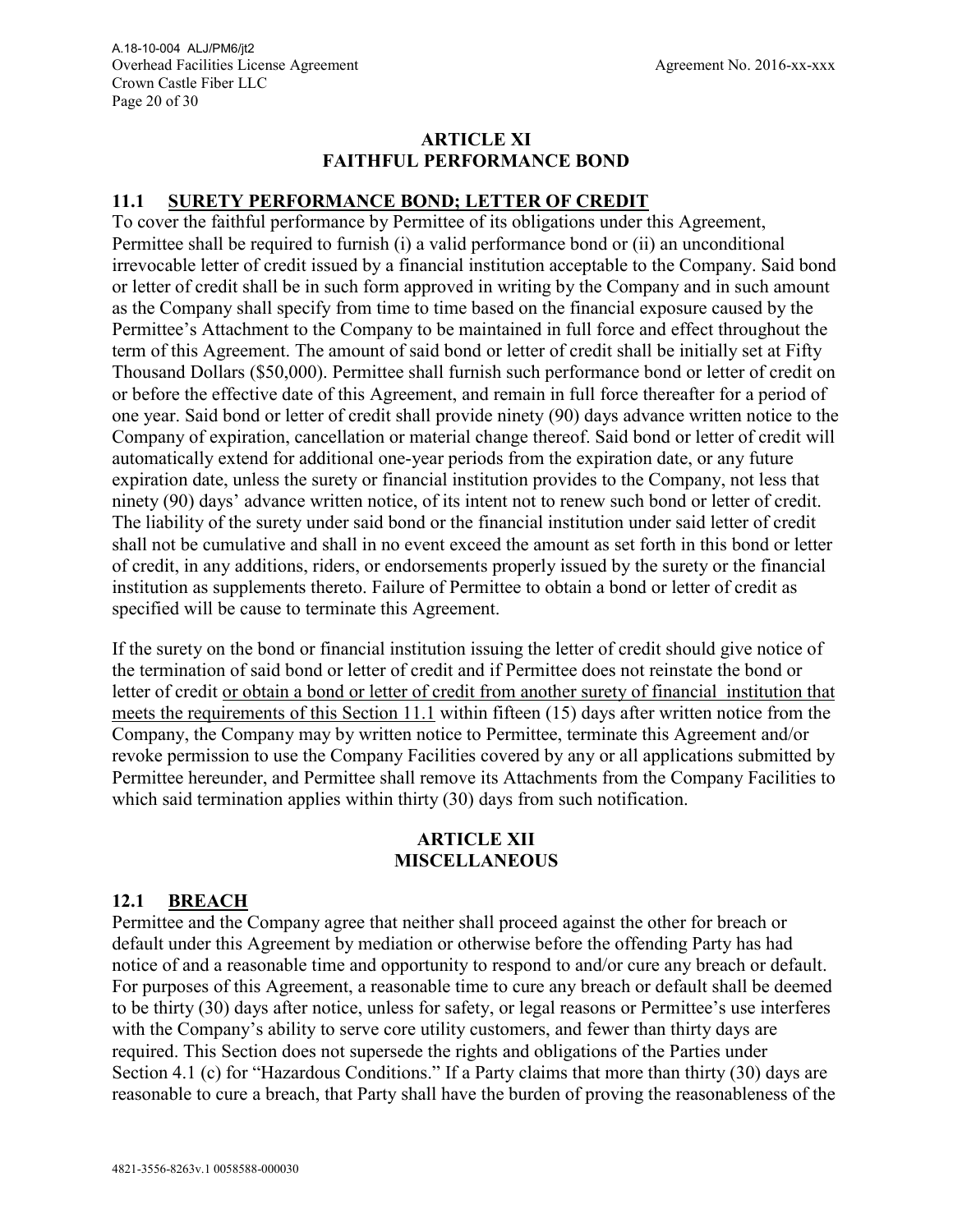## ARTICLE XI
## FAITHFUL PERFORMANCE BOND

### 11.1 SURETY PERFORMANCE BOND; LETTER OF CREDIT

To cover the faithful performance by Permittee of its obligations under this Agreement, Permittee shall be required to furnish (i) a valid performance bond or (ii) an unconditional irrevocable letter of credit issued by a financial institution acceptable to the Company. Said bond or letter of credit shall be in such form approved in writing by the Company and in such amount as the Company shall specify from time to time based on the financial exposure caused by the Permittee's Attachment to the Company to be maintained in full force and effect throughout the term of this Agreement. The amount of said bond or letter of credit shall be initially set at Fifty Thousand Dollars ($50,000). Permittee shall furnish such performance bond or letter of credit on or before the effective date of this Agreement, and remain in full force thereafter for a period of one year. Said bond or letter of credit shall provide ninety (90) days advance written notice to the Company of expiration, cancellation or material change thereof. Said bond or letter of credit will automatically extend for additional one-year periods from the expiration date, or any future expiration date, unless the surety or financial institution provides to the Company, not less that ninety (90) days' advance written notice, of its intent not to renew such bond or letter of credit. The liability of the surety under said bond or the financial institution under said letter of credit shall not be cumulative and shall in no event exceed the amount as set forth in this bond or letter of credit, in any additions, riders, or endorsements properly issued by the surety or the financial institution as supplements thereto. Failure of Permittee to obtain a bond or letter of credit as specified will be cause to terminate this Agreement.

If the surety on the bond or financial institution issuing the letter of credit should give notice of the termination of said bond or letter of credit and if Permittee does not reinstate the bond or letter of credit <u>or obtain a bond or letter of credit from another surety of financial institution that meets the requirements of this Section 11.1</u> within fifteen (15) days after written notice from the Company, the Company may by written notice to Permittee, terminate this Agreement and/or revoke permission to use the Company Facilities covered by any or all applications submitted by Permittee hereunder, and Permittee shall remove its Attachments from the Company Facilities to which said termination applies within thirty (30) days from such notification.

## ARTICLE XII
## MISCELLANEOUS

### 12.1 BREACH

Permittee and the Company agree that neither shall proceed against the other for breach or default under this Agreement by mediation or otherwise before the offending Party has had notice of and a reasonable time and opportunity to respond to and/or cure any breach or default. For purposes of this Agreement, a reasonable time to cure any breach or default shall be deemed to be thirty (30) days after notice, unless for safety, or legal reasons or Permittee's use interferes with the Company's ability to serve core utility customers, and fewer than thirty days are required. This Section does not supersede the rights and obligations of the Parties under Section 4.1 (c) for "Hazardous Conditions." If a Party claims that more than thirty (30) days are reasonable to cure a breach, that Party shall have the burden of proving the reasonableness of the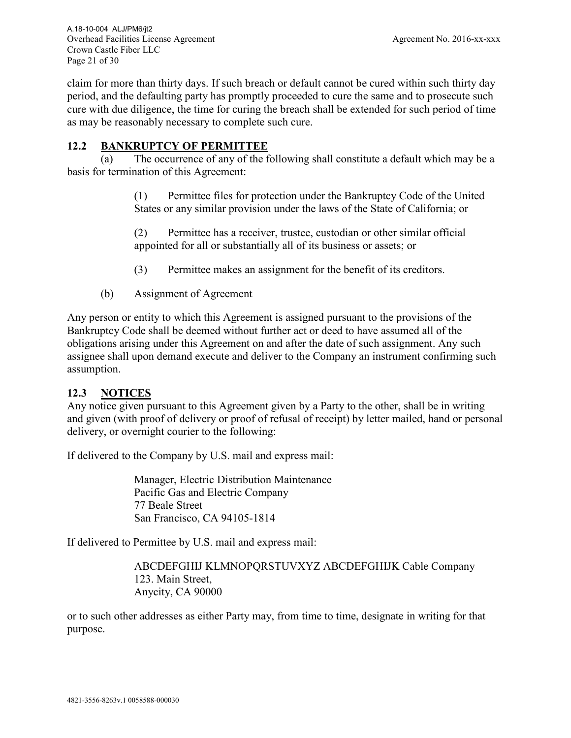claim for more than thirty days. If such breach or default cannot be cured within such thirty day period, and the defaulting party has promptly proceeded to cure the same and to prosecute such cure with due diligence, the time for curing the breach shall be extended for such period of time as may be reasonably necessary to complete such cure.

## 12.2 BANKRUPTCY OF PERMITTEE

(a) The occurrence of any of the following shall constitute a default which may be a basis for termination of this Agreement:

> (1) Permittee files for protection under the Bankruptcy Code of the United States or any similar provision under the laws of the State of California; or
>
> (2) Permittee has a receiver, trustee, custodian or other similar official appointed for all or substantially all of its business or assets; or
>
> (3) Permittee makes an assignment for the benefit of its creditors.

(b) Assignment of Agreement

Any person or entity to which this Agreement is assigned pursuant to the provisions of the Bankruptcy Code shall be deemed without further act or deed to have assumed all of the obligations arising under this Agreement on and after the date of such assignment. Any such assignee shall upon demand execute and deliver to the Company an instrument confirming such assumption.

## 12.3 NOTICES

Any notice given pursuant to this Agreement given by a Party to the other, shall be in writing and given (with proof of delivery or proof of refusal of receipt) by letter mailed, hand or personal delivery, or overnight courier to the following:

If delivered to the Company by U.S. mail and express mail:

> Manager, Electric Distribution Maintenance
> Pacific Gas and Electric Company
> 77 Beale Street
> San Francisco, CA 94105-1814

If delivered to Permittee by U.S. mail and express mail:

> ABCDEFGHIJ KLMNOPQRSTUVXYZ ABCDEFGHIJK Cable Company
> 123. Main Street,
> Anycity, CA 90000

or to such other addresses as either Party may, from time to time, designate in writing for that purpose.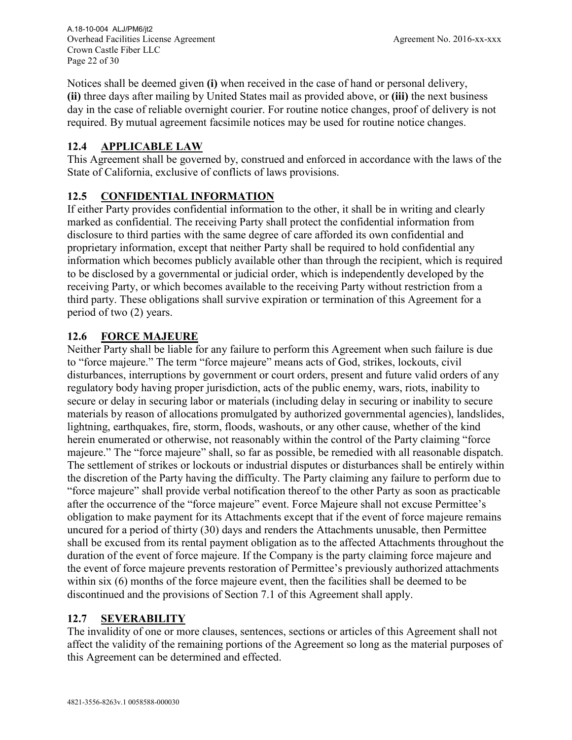Notices shall be deemed given **(i)** when received in the case of hand or personal delivery, **(ii)** three days after mailing by United States mail as provided above, or **(iii)** the next business day in the case of reliable overnight courier. For routine notice changes, proof of delivery is not required. By mutual agreement facsimile notices may be used for routine notice changes.

## 12.4 APPLICABLE LAW

This Agreement shall be governed by, construed and enforced in accordance with the laws of the State of California, exclusive of conflicts of laws provisions.

## 12.5 CONFIDENTIAL INFORMATION

If either Party provides confidential information to the other, it shall be in writing and clearly marked as confidential. The receiving Party shall protect the confidential information from disclosure to third parties with the same degree of care afforded its own confidential and proprietary information, except that neither Party shall be required to hold confidential any information which becomes publicly available other than through the recipient, which is required to be disclosed by a governmental or judicial order, which is independently developed by the receiving Party, or which becomes available to the receiving Party without restriction from a third party. These obligations shall survive expiration or termination of this Agreement for a period of two (2) years.

## 12.6 FORCE MAJEURE

Neither Party shall be liable for any failure to perform this Agreement when such failure is due to "force majeure." The term "force majeure" means acts of God, strikes, lockouts, civil disturbances, interruptions by government or court orders, present and future valid orders of any regulatory body having proper jurisdiction, acts of the public enemy, wars, riots, inability to secure or delay in securing labor or materials (including delay in securing or inability to secure materials by reason of allocations promulgated by authorized governmental agencies), landslides, lightning, earthquakes, fire, storm, floods, washouts, or any other cause, whether of the kind herein enumerated or otherwise, not reasonably within the control of the Party claiming "force majeure." The "force majeure" shall, so far as possible, be remedied with all reasonable dispatch. The settlement of strikes or lockouts or industrial disputes or disturbances shall be entirely within the discretion of the Party having the difficulty. The Party claiming any failure to perform due to "force majeure" shall provide verbal notification thereof to the other Party as soon as practicable after the occurrence of the "force majeure" event. Force Majeure shall not excuse Permittee's obligation to make payment for its Attachments except that if the event of force majeure remains uncured for a period of thirty (30) days and renders the Attachments unusable, then Permittee shall be excused from its rental payment obligation as to the affected Attachments throughout the duration of the event of force majeure. If the Company is the party claiming force majeure and the event of force majeure prevents restoration of Permittee's previously authorized attachments within six (6) months of the force majeure event, then the facilities shall be deemed to be discontinued and the provisions of Section 7.1 of this Agreement shall apply.

## 12.7 SEVERABILITY

The invalidity of one or more clauses, sentences, sections or articles of this Agreement shall not affect the validity of the remaining portions of the Agreement so long as the material purposes of this Agreement can be determined and effected.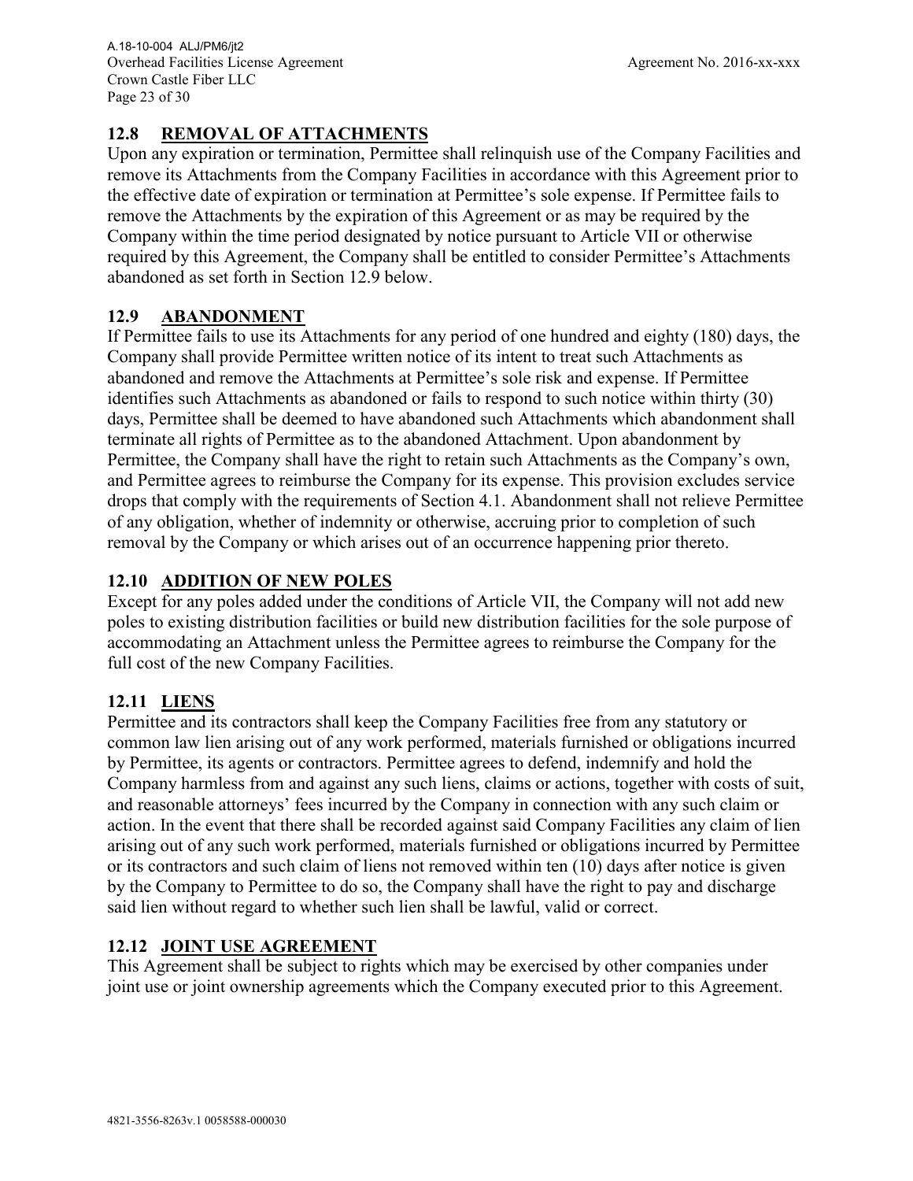## 12.8 REMOVAL OF ATTACHMENTS

Upon any expiration or termination, Permittee shall relinquish use of the Company Facilities and remove its Attachments from the Company Facilities in accordance with this Agreement prior to the effective date of expiration or termination at Permittee's sole expense. If Permittee fails to remove the Attachments by the expiration of this Agreement or as may be required by the Company within the time period designated by notice pursuant to Article VII or otherwise required by this Agreement, the Company shall be entitled to consider Permittee's Attachments abandoned as set forth in Section 12.9 below.

## 12.9 ABANDONMENT

If Permittee fails to use its Attachments for any period of one hundred and eighty (180) days, the Company shall provide Permittee written notice of its intent to treat such Attachments as abandoned and remove the Attachments at Permittee's sole risk and expense. If Permittee identifies such Attachments as abandoned or fails to respond to such notice within thirty (30) days, Permittee shall be deemed to have abandoned such Attachments which abandonment shall terminate all rights of Permittee as to the abandoned Attachment. Upon abandonment by Permittee, the Company shall have the right to retain such Attachments as the Company's own, and Permittee agrees to reimburse the Company for its expense. This provision excludes service drops that comply with the requirements of Section 4.1. Abandonment shall not relieve Permittee of any obligation, whether of indemnity or otherwise, accruing prior to completion of such removal by the Company or which arises out of an occurrence happening prior thereto.

## 12.10 ADDITION OF NEW POLES

Except for any poles added under the conditions of Article VII, the Company will not add new poles to existing distribution facilities or build new distribution facilities for the sole purpose of accommodating an Attachment unless the Permittee agrees to reimburse the Company for the full cost of the new Company Facilities.

## 12.11 LIENS

Permittee and its contractors shall keep the Company Facilities free from any statutory or common law lien arising out of any work performed, materials furnished or obligations incurred by Permittee, its agents or contractors. Permittee agrees to defend, indemnify and hold the Company harmless from and against any such liens, claims or actions, together with costs of suit, and reasonable attorneys' fees incurred by the Company in connection with any such claim or action. In the event that there shall be recorded against said Company Facilities any claim of lien arising out of any such work performed, materials furnished or obligations incurred by Permittee or its contractors and such claim of liens not removed within ten (10) days after notice is given by the Company to Permittee to do so, the Company shall have the right to pay and discharge said lien without regard to whether such lien shall be lawful, valid or correct.

## 12.12 JOINT USE AGREEMENT

This Agreement shall be subject to rights which may be exercised by other companies under joint use or joint ownership agreements which the Company executed prior to this Agreement.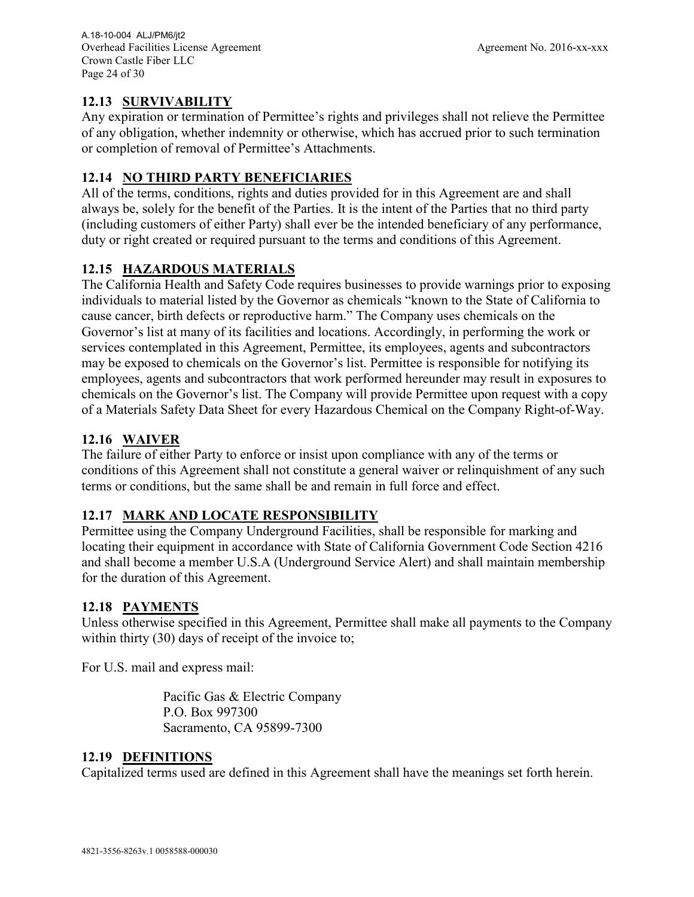## 12.13 SURVIVABILITY

Any expiration or termination of Permittee's rights and privileges shall not relieve the Permittee of any obligation, whether indemnity or otherwise, which has accrued prior to such termination or completion of removal of Permittee's Attachments.

## 12.14 NO THIRD PARTY BENEFICIARIES

All of the terms, conditions, rights and duties provided for in this Agreement are and shall always be, solely for the benefit of the Parties. It is the intent of the Parties that no third party (including customers of either Party) shall ever be the intended beneficiary of any performance, duty or right created or required pursuant to the terms and conditions of this Agreement.

## 12.15 HAZARDOUS MATERIALS

The California Health and Safety Code requires businesses to provide warnings prior to exposing individuals to material listed by the Governor as chemicals "known to the State of California to cause cancer, birth defects or reproductive harm." The Company uses chemicals on the Governor's list at many of its facilities and locations. Accordingly, in performing the work or services contemplated in this Agreement, Permittee, its employees, agents and subcontractors may be exposed to chemicals on the Governor's list. Permittee is responsible for notifying its employees, agents and subcontractors that work performed hereunder may result in exposures to chemicals on the Governor's list. The Company will provide Permittee upon request with a copy of a Materials Safety Data Sheet for every Hazardous Chemical on the Company Right-of-Way.

## 12.16 WAIVER

The failure of either Party to enforce or insist upon compliance with any of the terms or conditions of this Agreement shall not constitute a general waiver or relinquishment of any such terms or conditions, but the same shall be and remain in full force and effect.

## 12.17 MARK AND LOCATE RESPONSIBILITY

Permittee using the Company Underground Facilities, shall be responsible for marking and locating their equipment in accordance with State of California Government Code Section 4216 and shall become a member U.S.A (Underground Service Alert) and shall maintain membership for the duration of this Agreement.

## 12.18 PAYMENTS

Unless otherwise specified in this Agreement, Permittee shall make all payments to the Company within thirty (30) days of receipt of the invoice to;

For U.S. mail and express mail:

Pacific Gas & Electric Company
P.O. Box 997300
Sacramento, CA 95899-7300

## 12.19 DEFINITIONS

Capitalized terms used are defined in this Agreement shall have the meanings set forth herein.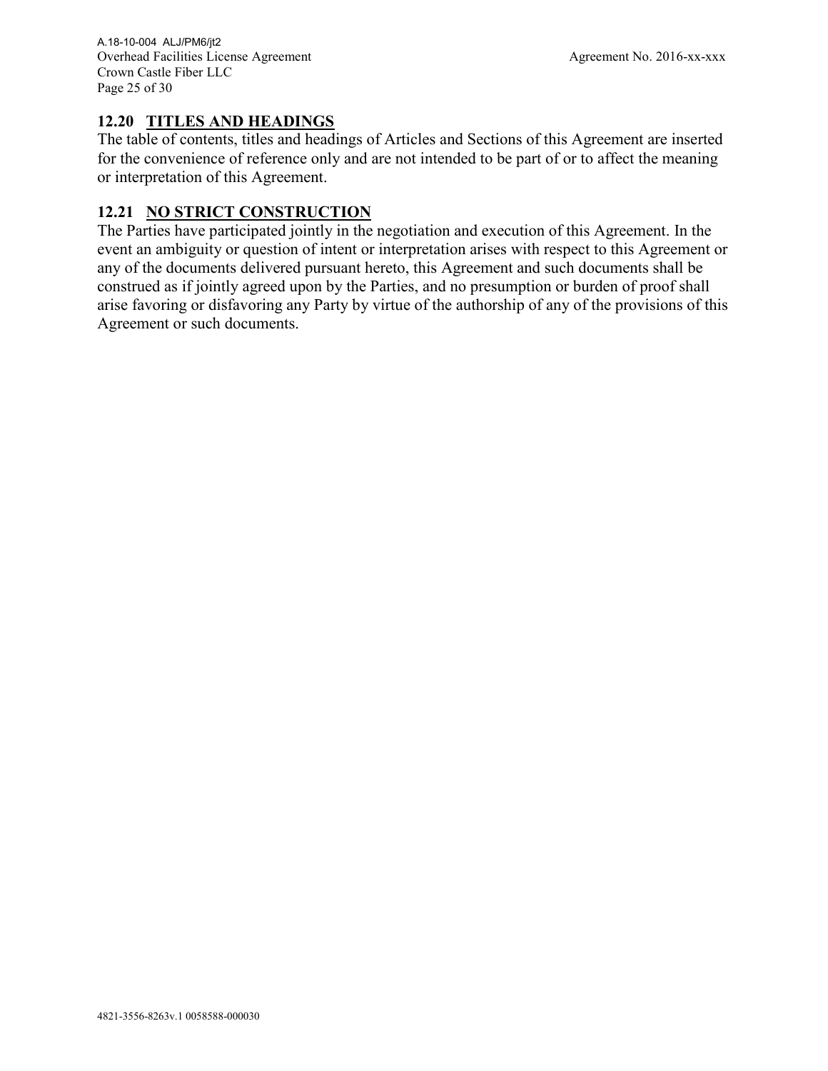### 12.20 TITLES AND HEADINGS

The table of contents, titles and headings of Articles and Sections of this Agreement are inserted for the convenience of reference only and are not intended to be part of or to affect the meaning or interpretation of this Agreement.

### 12.21 NO STRICT CONSTRUCTION

The Parties have participated jointly in the negotiation and execution of this Agreement. In the event an ambiguity or question of intent or interpretation arises with respect to this Agreement or any of the documents delivered pursuant hereto, this Agreement and such documents shall be construed as if jointly agreed upon by the Parties, and no presumption or burden of proof shall arise favoring or disfavoring any Party by virtue of the authorship of any of the provisions of this Agreement or such documents.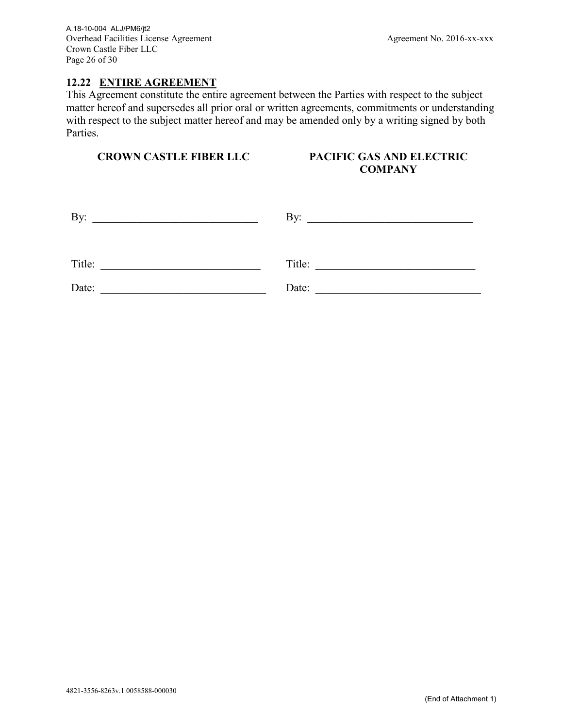### 12.22 ENTIRE AGREEMENT

This Agreement constitute the entire agreement between the Parties with respect to the subject matter hereof and supersedes all prior oral or written agreements, commitments or understanding with respect to the subject matter hereof and may be amended only by a writing signed by both Parties.

| CROWN CASTLE FIBER LLC | PACIFIC GAS AND ELECTRIC COMPANY |
| --- | --- |
| By: ____________________________ | By: ____________________________ |
| Title: ___________________________ | Title: ___________________________ |
| Date: ____________________________ | Date: ____________________________ |

4821-3556-8263v.1 0058588-000030

(End of Attachment 1)